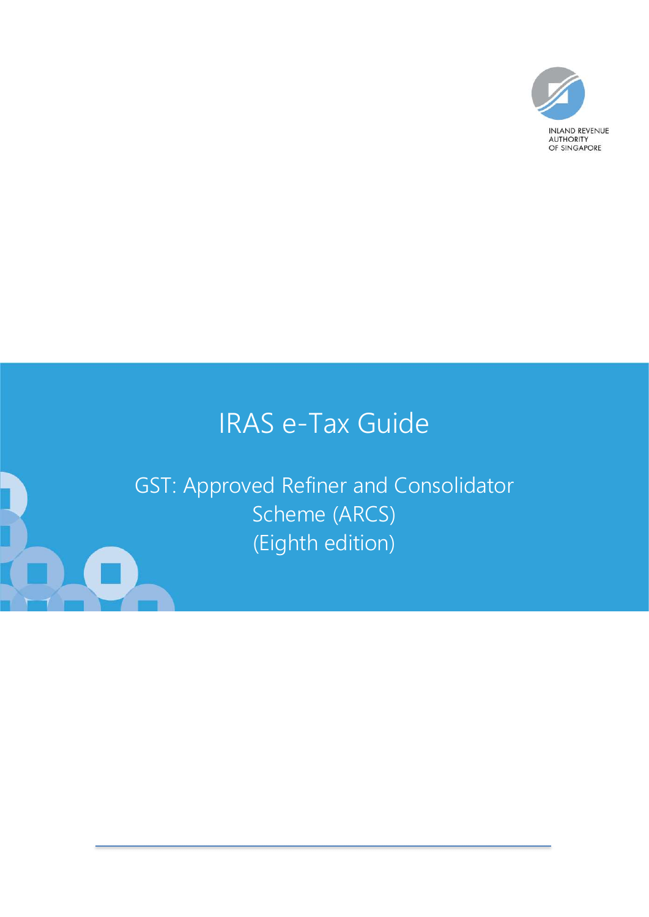INLAND REVENUE
AUTHORITY
OF SINGAPORE

# IRAS e-Tax Guide

## GST: Approved Refiner and Consolidator Scheme (ARCS)
## (Eighth edition)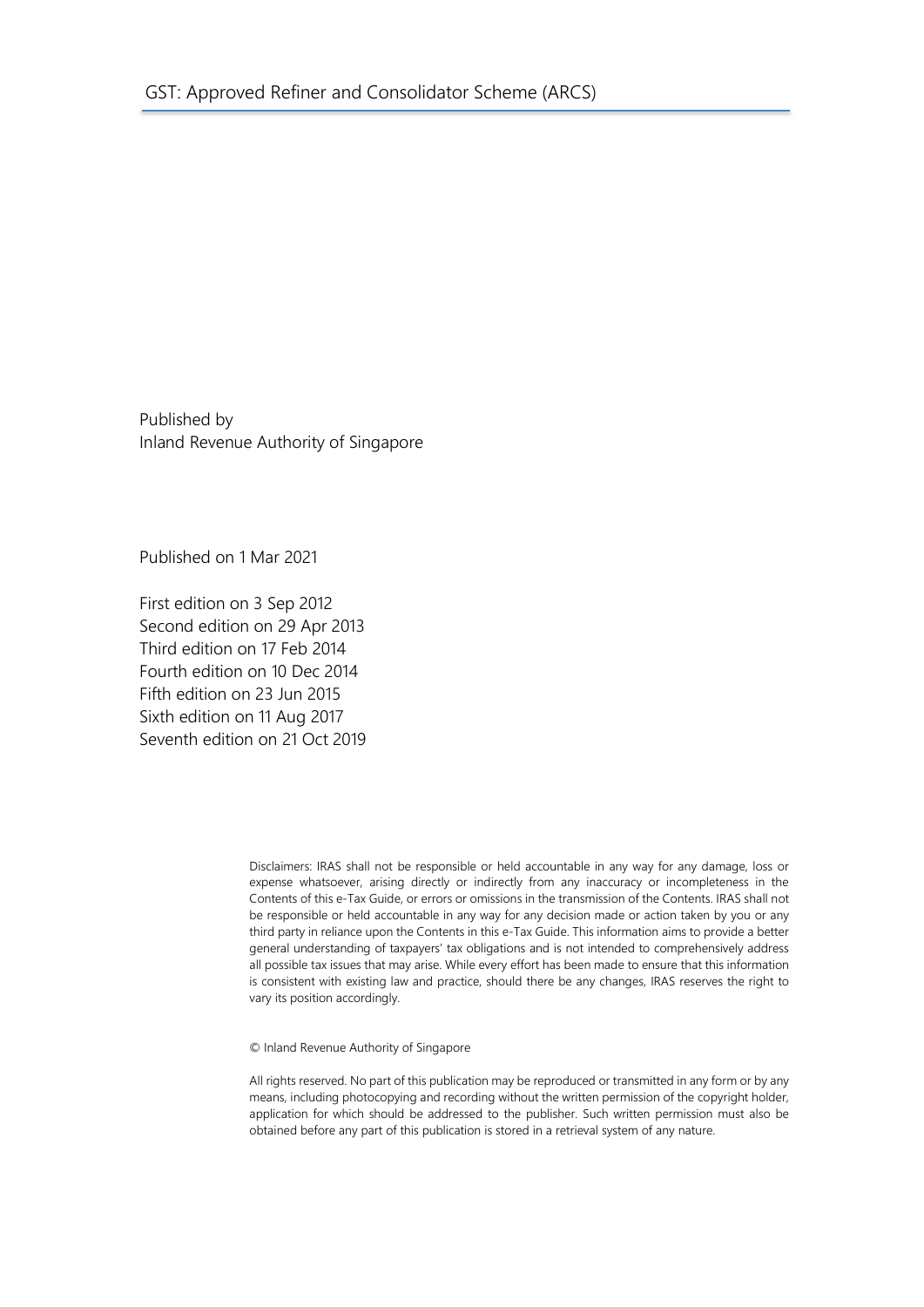Published by
Inland Revenue Authority of Singapore

Published on 1 Mar 2021

First edition on 3 Sep 2012
Second edition on 29 Apr 2013
Third edition on 17 Feb 2014
Fourth edition on 10 Dec 2014
Fifth edition on 23 Jun 2015
Sixth edition on 11 Aug 2017
Seventh edition on 21 Oct 2019

Disclaimers: IRAS shall not be responsible or held accountable in any way for any damage, loss or expense whatsoever, arising directly or indirectly from any inaccuracy or incompleteness in the Contents of this e-Tax Guide, or errors or omissions in the transmission of the Contents. IRAS shall not be responsible or held accountable in any way for any decision made or action taken by you or any third party in reliance upon the Contents in this e-Tax Guide. This information aims to provide a better general understanding of taxpayers' tax obligations and is not intended to comprehensively address all possible tax issues that may arise. While every effort has been made to ensure that this information is consistent with existing law and practice, should there be any changes, IRAS reserves the right to vary its position accordingly.

© Inland Revenue Authority of Singapore

All rights reserved. No part of this publication may be reproduced or transmitted in any form or by any means, including photocopying and recording without the written permission of the copyright holder, application for which should be addressed to the publisher. Such written permission must also be obtained before any part of this publication is stored in a retrieval system of any nature.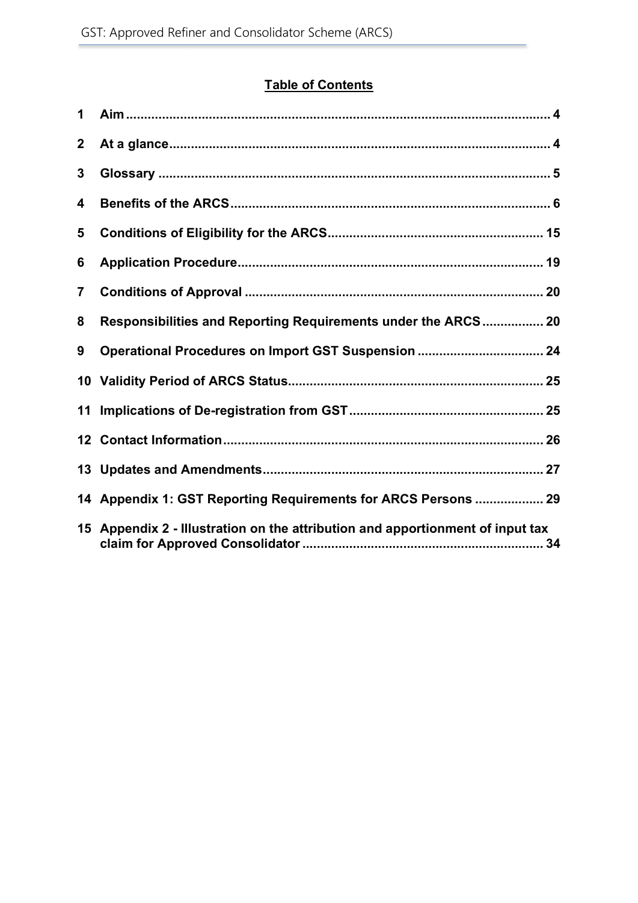## Table of Contents

1 Aim ..... 4

2 At a glance ..... 4

3 Glossary ..... 5

4 Benefits of the ARCS ..... 6

5 Conditions of Eligibility for the ARCS ..... 15

6 Application Procedure ..... 19

7 Conditions of Approval ..... 20

8 Responsibilities and Reporting Requirements under the ARCS ..... 20

9 Operational Procedures on Import GST Suspension ..... 24

10 Validity Period of ARCS Status ..... 25

11 Implications of De-registration from GST ..... 25

12 Contact Information ..... 26

13 Updates and Amendments ..... 27

14 Appendix 1: GST Reporting Requirements for ARCS Persons ..... 29

15 Appendix 2 - Illustration on the attribution and apportionment of input tax claim for Approved Consolidator ..... 34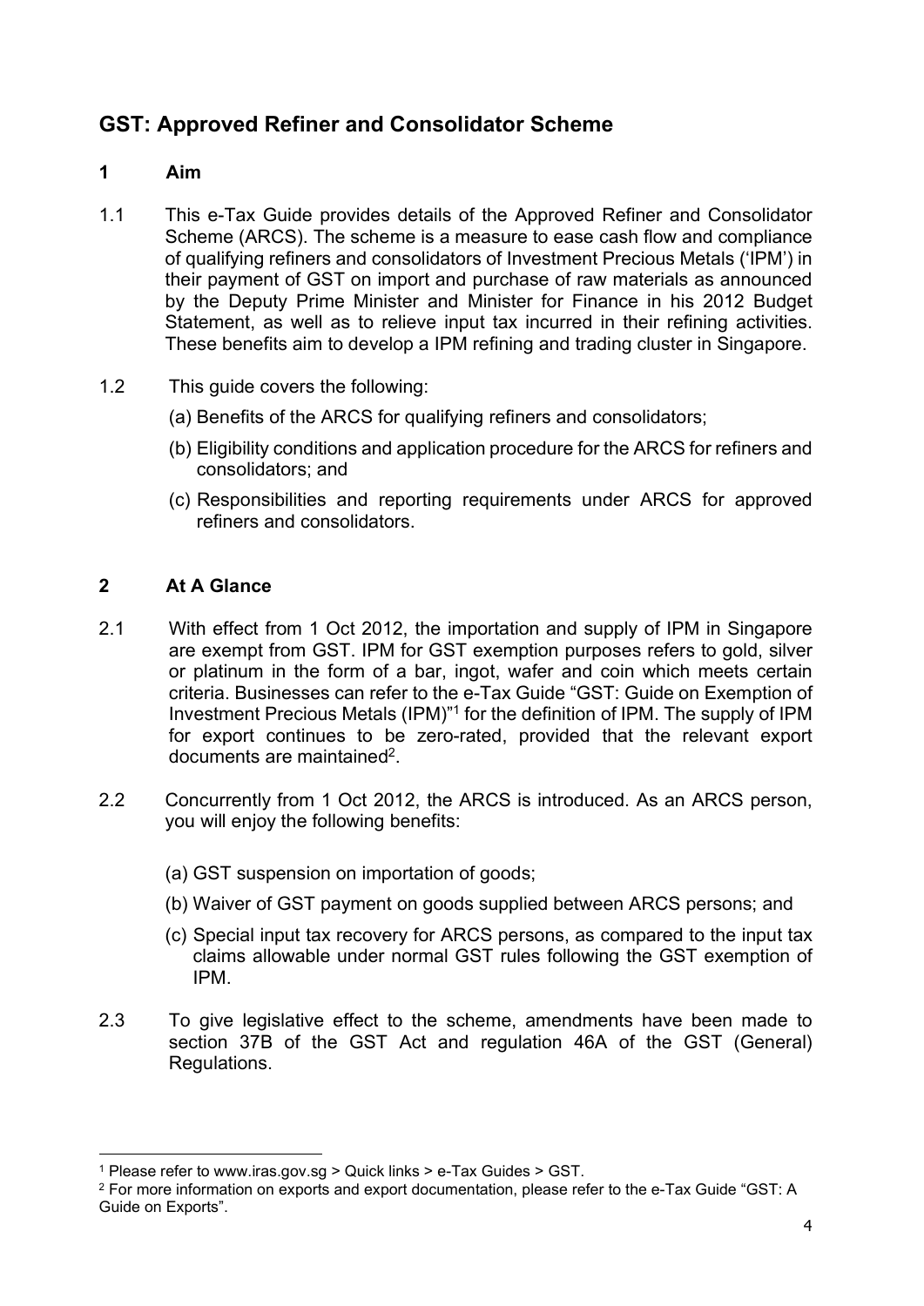# GST: Approved Refiner and Consolidator Scheme

## 1 Aim

1.1 This e-Tax Guide provides details of the Approved Refiner and Consolidator Scheme (ARCS). The scheme is a measure to ease cash flow and compliance of qualifying refiners and consolidators of Investment Precious Metals ('IPM') in their payment of GST on import and purchase of raw materials as announced by the Deputy Prime Minister and Minister for Finance in his 2012 Budget Statement, as well as to relieve input tax incurred in their refining activities. These benefits aim to develop a IPM refining and trading cluster in Singapore.

1.2 This guide covers the following:

(a) Benefits of the ARCS for qualifying refiners and consolidators;

(b) Eligibility conditions and application procedure for the ARCS for refiners and consolidators; and

(c) Responsibilities and reporting requirements under ARCS for approved refiners and consolidators.

## 2 At A Glance

2.1 With effect from 1 Oct 2012, the importation and supply of IPM in Singapore are exempt from GST. IPM for GST exemption purposes refers to gold, silver or platinum in the form of a bar, ingot, wafer and coin which meets certain criteria. Businesses can refer to the e-Tax Guide "GST: Guide on Exemption of Investment Precious Metals (IPM)"[1] for the definition of IPM. The supply of IPM for export continues to be zero-rated, provided that the relevant export documents are maintained[2].

2.2 Concurrently from 1 Oct 2012, the ARCS is introduced. As an ARCS person, you will enjoy the following benefits:

(a) GST suspension on importation of goods;

(b) Waiver of GST payment on goods supplied between ARCS persons; and

(c) Special input tax recovery for ARCS persons, as compared to the input tax claims allowable under normal GST rules following the GST exemption of IPM.

2.3 To give legislative effect to the scheme, amendments have been made to section 37B of the GST Act and regulation 46A of the GST (General) Regulations.

---

[1] Please refer to www.iras.gov.sg > Quick links > e-Tax Guides > GST.

[2] For more information on exports and export documentation, please refer to the e-Tax Guide "GST: A Guide on Exports".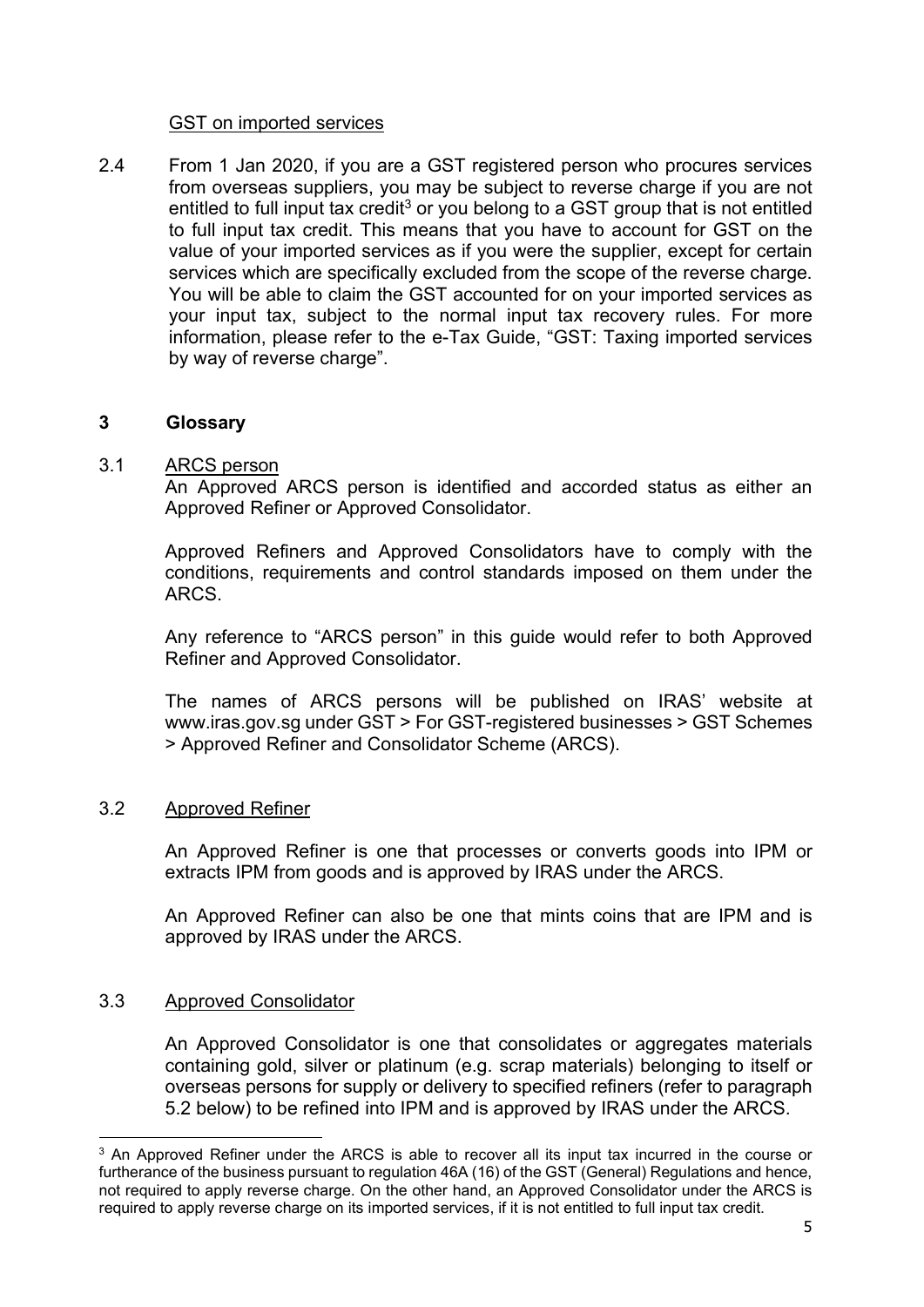GST on imported services

2.4 From 1 Jan 2020, if you are a GST registered person who procures services from overseas suppliers, you may be subject to reverse charge if you are not entitled to full input tax credit[3] or you belong to a GST group that is not entitled to full input tax credit. This means that you have to account for GST on the value of your imported services as if you were the supplier, except for certain services which are specifically excluded from the scope of the reverse charge. You will be able to claim the GST accounted for on your imported services as your input tax, subject to the normal input tax recovery rules. For more information, please refer to the e-Tax Guide, "GST: Taxing imported services by way of reverse charge".

## 3 Glossary

3.1 ARCS person

An Approved ARCS person is identified and accorded status as either an Approved Refiner or Approved Consolidator.

Approved Refiners and Approved Consolidators have to comply with the conditions, requirements and control standards imposed on them under the ARCS.

Any reference to "ARCS person" in this guide would refer to both Approved Refiner and Approved Consolidator.

The names of ARCS persons will be published on IRAS' website at www.iras.gov.sg under GST > For GST-registered businesses > GST Schemes > Approved Refiner and Consolidator Scheme (ARCS).

3.2 Approved Refiner

An Approved Refiner is one that processes or converts goods into IPM or extracts IPM from goods and is approved by IRAS under the ARCS.

An Approved Refiner can also be one that mints coins that are IPM and is approved by IRAS under the ARCS.

3.3 Approved Consolidator

An Approved Consolidator is one that consolidates or aggregates materials containing gold, silver or platinum (e.g. scrap materials) belonging to itself or overseas persons for supply or delivery to specified refiners (refer to paragraph 5.2 below) to be refined into IPM and is approved by IRAS under the ARCS.

---

[3] An Approved Refiner under the ARCS is able to recover all its input tax incurred in the course or furtherance of the business pursuant to regulation 46A (16) of the GST (General) Regulations and hence, not required to apply reverse charge. On the other hand, an Approved Consolidator under the ARCS is required to apply reverse charge on its imported services, if it is not entitled to full input tax credit.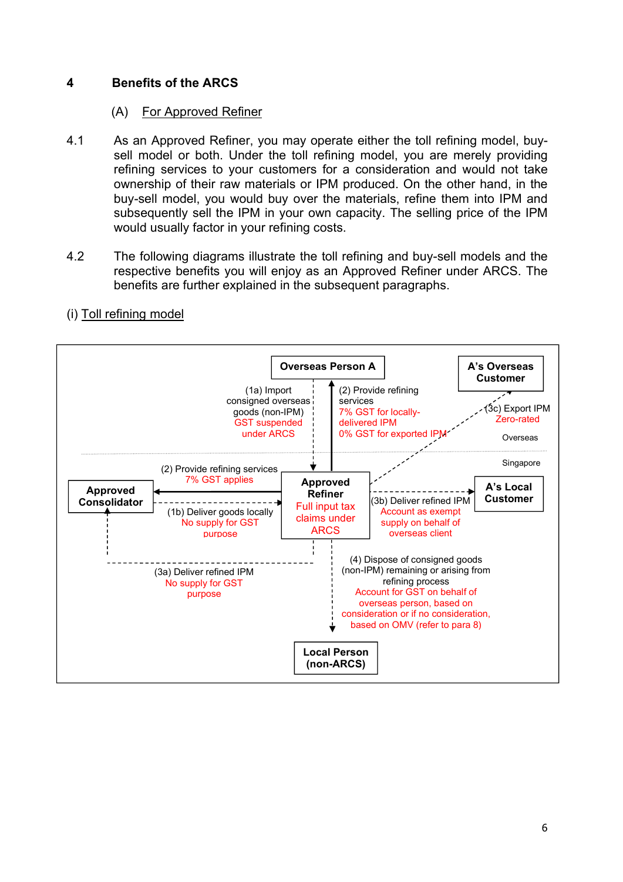## 4 Benefits of the ARCS

### (A) For Approved Refiner

4.1 As an Approved Refiner, you may operate either the toll refining model, buy-sell model or both. Under the toll refining model, you are merely providing refining services to your customers for a consideration and would not take ownership of their raw materials or IPM produced. On the other hand, in the buy-sell model, you would buy over the materials, refine them into IPM and subsequently sell the IPM in your own capacity. The selling price of the IPM would usually factor in your refining costs.

4.2 The following diagrams illustrate the toll refining and buy-sell models and the respective benefits you will enjoy as an Approved Refiner under ARCS. The benefits are further explained in the subsequent paragraphs.

(i) Toll refining model

**Overseas Person A**

**A's Overseas Customer**

(1a) Import consigned overseas goods (non-IPM)
GST suspended under ARCS

(2) Provide refining services
7% GST for locally-delivered IPM
0% GST for exported IPM

(3c) Export IPM
Zero-rated

Overseas

Singapore

(2) Provide refining services
7% GST applies

**Approved Consolidator**

**Approved Refiner**
Full input tax claims under ARCS

**A's Local Customer**

(1b) Deliver goods locally
No supply for GST purpose

(3b) Deliver refined IPM
Account as exempt supply on behalf of overseas client

(3a) Deliver refined IPM
No supply for GST purpose

(4) Dispose of consigned goods (non-IPM) remaining or arising from refining process
Account for GST on behalf of overseas person, based on consideration or if no consideration, based on OMV (refer to para 8)

**Local Person (non-ARCS)**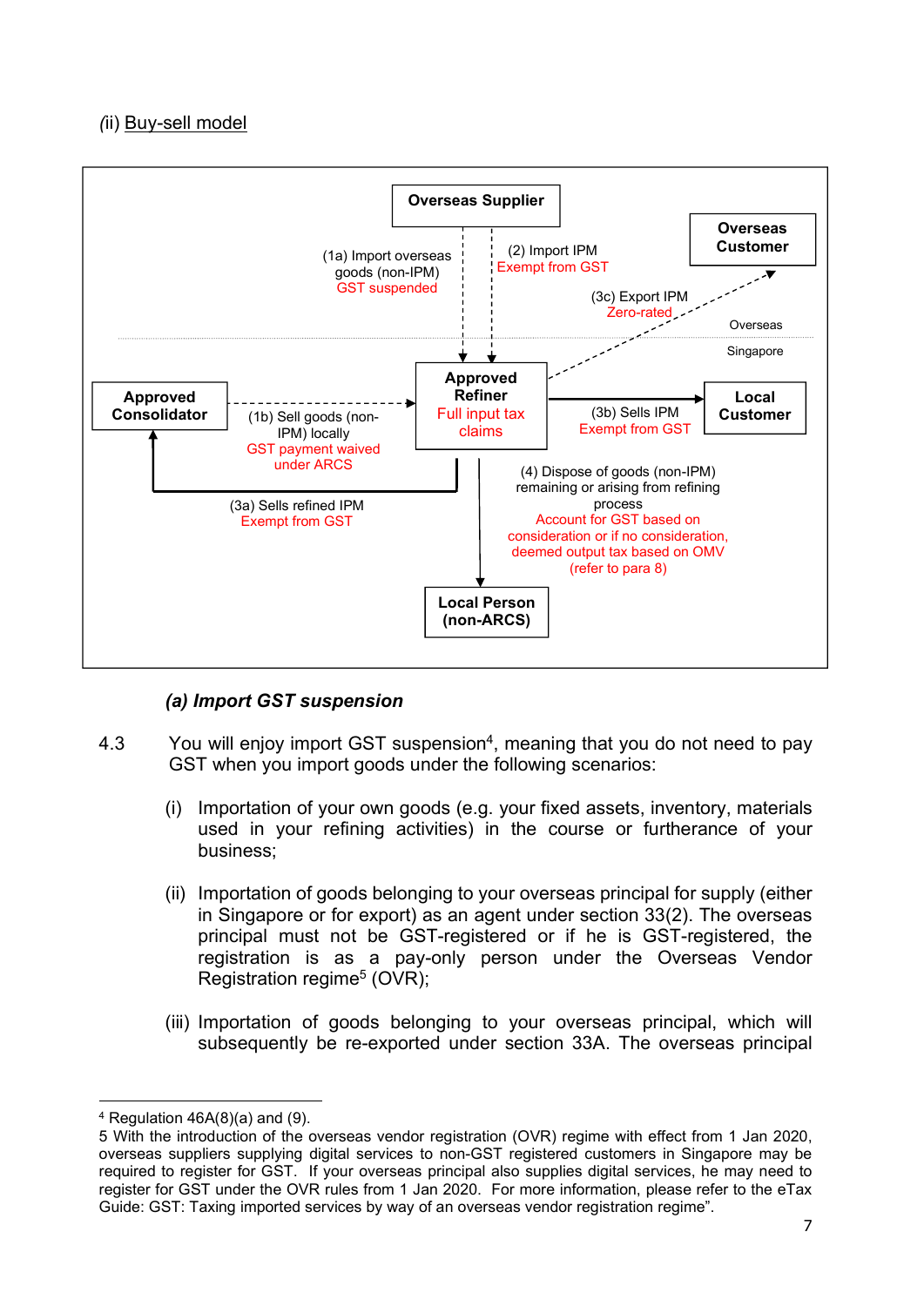(ii) Buy-sell model

Overseas Supplier

(1a) Import overseas goods (non-IPM)
GST suspended

(2) Import IPM
Exempt from GST

Overseas Customer

(3c) Export IPM
Zero-rated

Overseas

Singapore

Approved Consolidator

(1b) Sell goods (non-IPM) locally
GST payment waived under ARCS

Approved Refiner
Full input tax claims

(3b) Sells IPM
Exempt from GST

Local Customer

(3a) Sells refined IPM
Exempt from GST

(4) Dispose of goods (non-IPM) remaining or arising from refining process
Account for GST based on consideration or if no consideration, deemed output tax based on OMV (refer to para 8)

Local Person (non-ARCS)

### *(a) Import GST suspension*

4.3 You will enjoy import GST suspension[4], meaning that you do not need to pay GST when you import goods under the following scenarios:

(i) Importation of your own goods (e.g. your fixed assets, inventory, materials used in your refining activities) in the course or furtherance of your business;

(ii) Importation of goods belonging to your overseas principal for supply (either in Singapore or for export) as an agent under section 33(2). The overseas principal must not be GST-registered or if he is GST-registered, the registration is as a pay-only person under the Overseas Vendor Registration regime[5] (OVR);

(iii) Importation of goods belonging to your overseas principal, which will subsequently be re-exported under section 33A. The overseas principal

---

[4] Regulation 46A(8)(a) and (9).

5 With the introduction of the overseas vendor registration (OVR) regime with effect from 1 Jan 2020, overseas suppliers supplying digital services to non-GST registered customers in Singapore may be required to register for GST. If your overseas principal also supplies digital services, he may need to register for GST under the OVR rules from 1 Jan 2020. For more information, please refer to the eTax Guide: GST: Taxing imported services by way of an overseas vendor registration regime".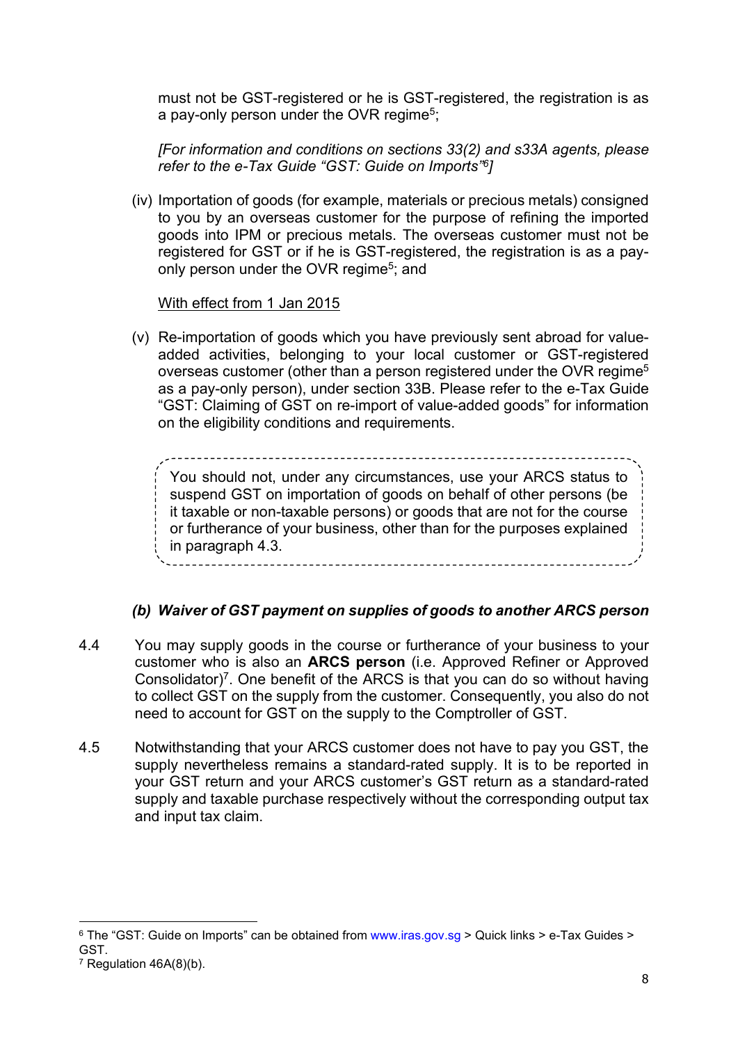must not be GST-registered or he is GST-registered, the registration is as a pay-only person under the OVR regime[5];

*[For information and conditions on sections 33(2) and s33A agents, please refer to the e-Tax Guide "GST: Guide on Imports"[6]]*

(iv) Importation of goods (for example, materials or precious metals) consigned to you by an overseas customer for the purpose of refining the imported goods into IPM or precious metals. The overseas customer must not be registered for GST or if he is GST-registered, the registration is as a pay-only person under the OVR regime[5]; and

<u>With effect from 1 Jan 2015</u>

(v) Re-importation of goods which you have previously sent abroad for value-added activities, belonging to your local customer or GST-registered overseas customer (other than a person registered under the OVR regime[5] as a pay-only person), under section 33B. Please refer to the e-Tax Guide "GST: Claiming of GST on re-import of value-added goods" for information on the eligibility conditions and requirements.

> You should not, under any circumstances, use your ARCS status to suspend GST on importation of goods on behalf of other persons (be it taxable or non-taxable persons) or goods that are not for the course or furtherance of your business, other than for the purposes explained in paragraph 4.3.

### *(b) Waiver of GST payment on supplies of goods to another ARCS person*

4.4 You may supply goods in the course or furtherance of your business to your customer who is also an **ARCS person** (i.e. Approved Refiner or Approved Consolidator)[7]. One benefit of the ARCS is that you can do so without having to collect GST on the supply from the customer. Consequently, you also do not need to account for GST on the supply to the Comptroller of GST.

4.5 Notwithstanding that your ARCS customer does not have to pay you GST, the supply nevertheless remains a standard-rated supply. It is to be reported in your GST return and your ARCS customer's GST return as a standard-rated supply and taxable purchase respectively without the corresponding output tax and input tax claim.

---

[6] The "GST: Guide on Imports" can be obtained from www.iras.gov.sg > Quick links > e-Tax Guides > GST.

[7] Regulation 46A(8)(b).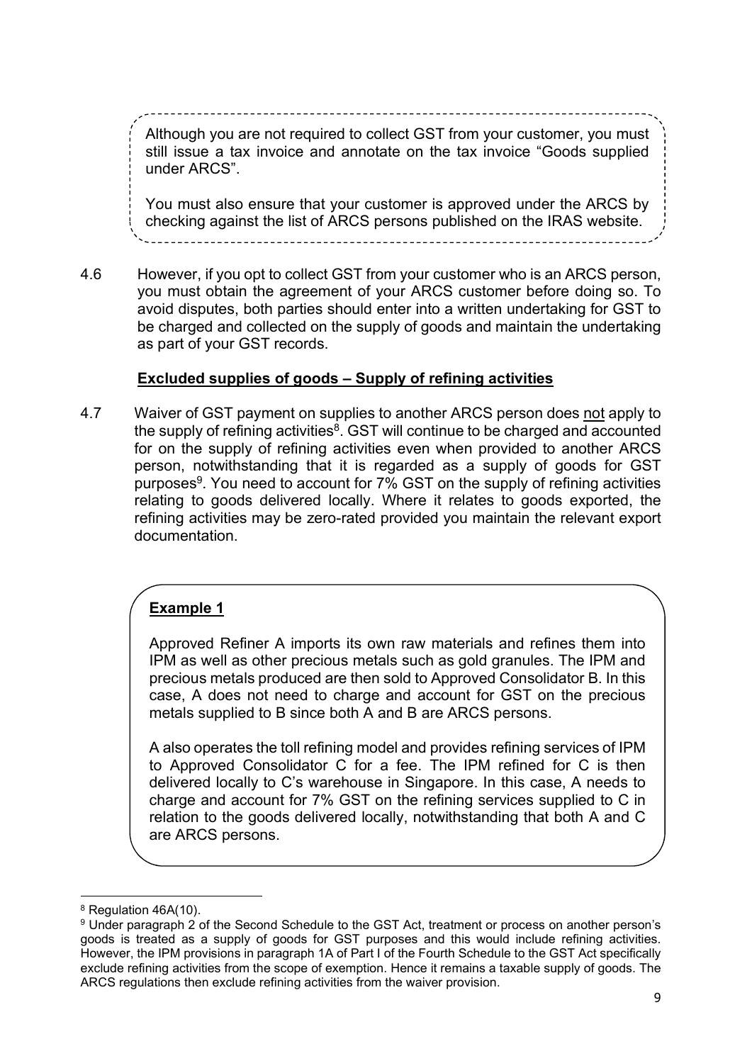Although you are not required to collect GST from your customer, you must still issue a tax invoice and annotate on the tax invoice "Goods supplied under ARCS".

You must also ensure that your customer is approved under the ARCS by checking against the list of ARCS persons published on the IRAS website.

4.6 However, if you opt to collect GST from your customer who is an ARCS person, you must obtain the agreement of your ARCS customer before doing so. To avoid disputes, both parties should enter into a written undertaking for GST to be charged and collected on the supply of goods and maintain the undertaking as part of your GST records.

**Excluded supplies of goods – Supply of refining activities**

4.7 Waiver of GST payment on supplies to another ARCS person does not apply to the supply of refining activities[8]. GST will continue to be charged and accounted for on the supply of refining activities even when provided to another ARCS person, notwithstanding that it is regarded as a supply of goods for GST purposes[9]. You need to account for 7% GST on the supply of refining activities relating to goods delivered locally. Where it relates to goods exported, the refining activities may be zero-rated provided you maintain the relevant export documentation.

**Example 1**

Approved Refiner A imports its own raw materials and refines them into IPM as well as other precious metals such as gold granules. The IPM and precious metals produced are then sold to Approved Consolidator B. In this case, A does not need to charge and account for GST on the precious metals supplied to B since both A and B are ARCS persons.

A also operates the toll refining model and provides refining services of IPM to Approved Consolidator C for a fee. The IPM refined for C is then delivered locally to C's warehouse in Singapore. In this case, A needs to charge and account for 7% GST on the refining services supplied to C in relation to the goods delivered locally, notwithstanding that both A and C are ARCS persons.

---

[8] Regulation 46A(10).

[9] Under paragraph 2 of the Second Schedule to the GST Act, treatment or process on another person's goods is treated as a supply of goods for GST purposes and this would include refining activities. However, the IPM provisions in paragraph 1A of Part I of the Fourth Schedule to the GST Act specifically exclude refining activities from the scope of exemption. Hence it remains a taxable supply of goods. The ARCS regulations then exclude refining activities from the waiver provision.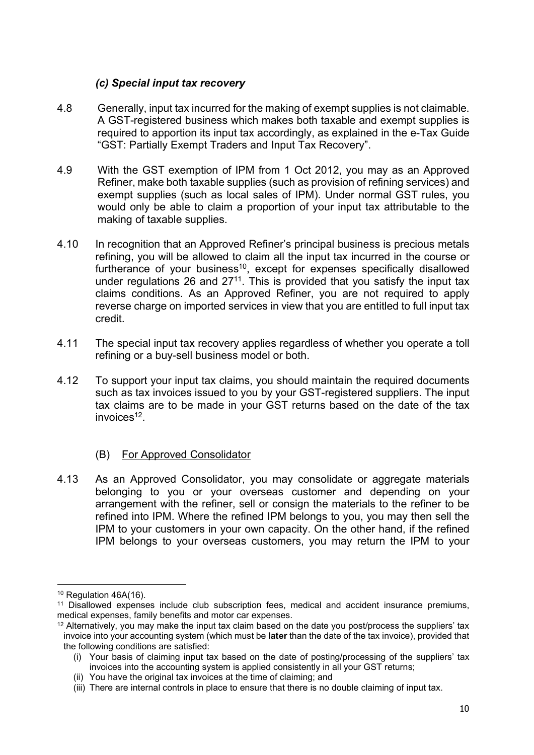### *(c) Special input tax recovery*

4.8 Generally, input tax incurred for the making of exempt supplies is not claimable. A GST-registered business which makes both taxable and exempt supplies is required to apportion its input tax accordingly, as explained in the e-Tax Guide "GST: Partially Exempt Traders and Input Tax Recovery".

4.9 With the GST exemption of IPM from 1 Oct 2012, you may as an Approved Refiner, make both taxable supplies (such as provision of refining services) and exempt supplies (such as local sales of IPM). Under normal GST rules, you would only be able to claim a proportion of your input tax attributable to the making of taxable supplies.

4.10 In recognition that an Approved Refiner's principal business is precious metals refining, you will be allowed to claim all the input tax incurred in the course or furtherance of your business[10], except for expenses specifically disallowed under regulations 26 and 27[11]. This is provided that you satisfy the input tax claims conditions. As an Approved Refiner, you are not required to apply reverse charge on imported services in view that you are entitled to full input tax credit.

4.11 The special input tax recovery applies regardless of whether you operate a toll refining or a buy-sell business model or both.

4.12 To support your input tax claims, you should maintain the required documents such as tax invoices issued to you by your GST-registered suppliers. The input tax claims are to be made in your GST returns based on the date of the tax invoices[12].

### (B) <u>For Approved Consolidator</u>

4.13 As an Approved Consolidator, you may consolidate or aggregate materials belonging to you or your overseas customer and depending on your arrangement with the refiner, sell or consign the materials to the refiner to be refined into IPM. Where the refined IPM belongs to you, you may then sell the IPM to your customers in your own capacity. On the other hand, if the refined IPM belongs to your overseas customers, you may return the IPM to your

---

[10] Regulation 46A(16).

[11] Disallowed expenses include club subscription fees, medical and accident insurance premiums, medical expenses, family benefits and motor car expenses.

[12] Alternatively, you may make the input tax claim based on the date you post/process the suppliers' tax invoice into your accounting system (which must be **later** than the date of the tax invoice), provided that the following conditions are satisfied:

(i) Your basis of claiming input tax based on the date of posting/processing of the suppliers' tax invoices into the accounting system is applied consistently in all your GST returns;

(ii) You have the original tax invoices at the time of claiming; and

(iii) There are internal controls in place to ensure that there is no double claiming of input tax.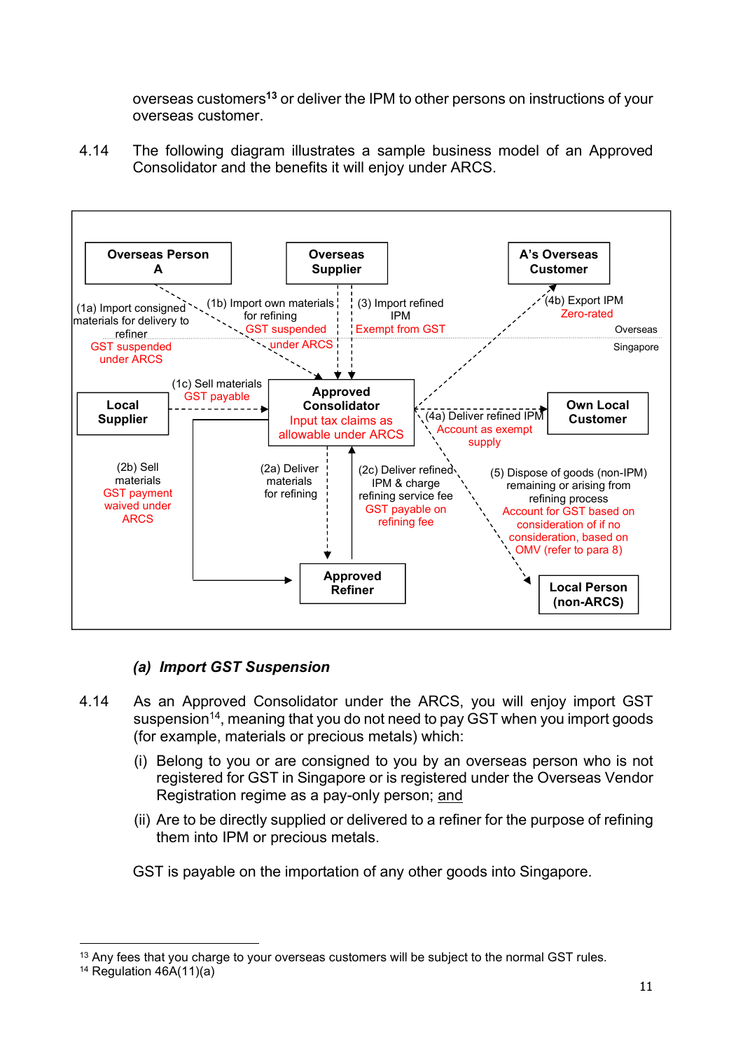overseas customers[13] or deliver the IPM to other persons on instructions of your overseas customer.

4.14 The following diagram illustrates a sample business model of an Approved Consolidator and the benefits it will enjoy under ARCS.

Overseas Person A

Overseas Supplier

A's Overseas Customer

(1a) Import consigned materials for delivery to refiner
GST suspended under ARCS

(1b) Import own materials for refining
GST suspended under ARCS

(3) Import refined IPM
Exempt from GST

(4b) Export IPM
Zero-rated

Overseas

Singapore

Local Supplier

(1c) Sell materials
GST payable

Approved Consolidator
Input tax claims as allowable under ARCS

(4a) Deliver refined IPM
Account as exempt supply

Own Local Customer

(2b) Sell materials
GST payment waived under ARCS

(2a) Deliver materials for refining

(2c) Deliver refined IPM & charge refining service fee
GST payable on refining fee

(5) Dispose of goods (non-IPM) remaining or arising from refining process
Account for GST based on consideration of if no consideration, based on OMV (refer to para 8)

Approved Refiner

Local Person (non-ARCS)

### *(a) Import GST Suspension*

4.14 As an Approved Consolidator under the ARCS, you will enjoy import GST suspension[14], meaning that you do not need to pay GST when you import goods (for example, materials or precious metals) which:

(i) Belong to you or are consigned to you by an overseas person who is not registered for GST in Singapore or is registered under the Overseas Vendor Registration regime as a pay-only person; and

(ii) Are to be directly supplied or delivered to a refiner for the purpose of refining them into IPM or precious metals.

GST is payable on the importation of any other goods into Singapore.

---

[13] Any fees that you charge to your overseas customers will be subject to the normal GST rules.

[14] Regulation 46A(11)(a)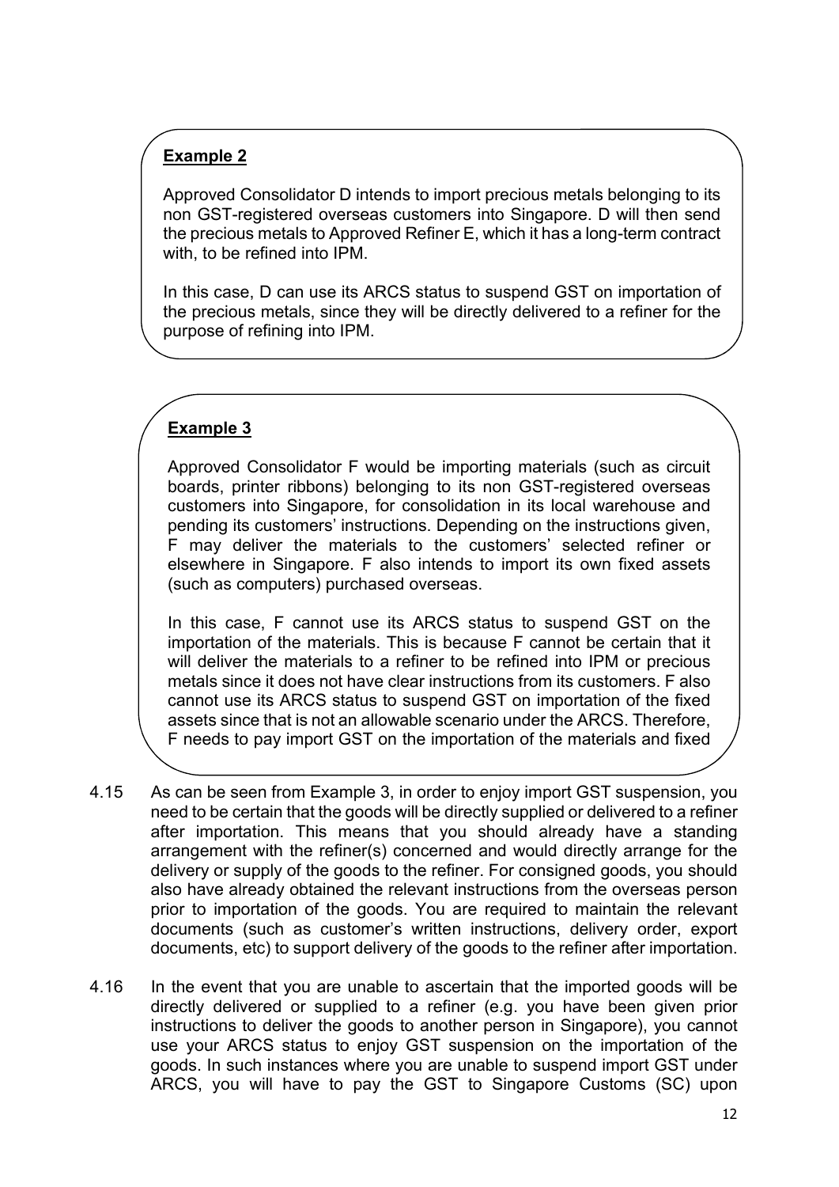**Example 2**

Approved Consolidator D intends to import precious metals belonging to its non GST-registered overseas customers into Singapore. D will then send the precious metals to Approved Refiner E, which it has a long-term contract with, to be refined into IPM.

In this case, D can use its ARCS status to suspend GST on importation of the precious metals, since they will be directly delivered to a refiner for the purpose of refining into IPM.

**Example 3**

Approved Consolidator F would be importing materials (such as circuit boards, printer ribbons) belonging to its non GST-registered overseas customers into Singapore, for consolidation in its local warehouse and pending its customers' instructions. Depending on the instructions given, F may deliver the materials to the customers' selected refiner or elsewhere in Singapore. F also intends to import its own fixed assets (such as computers) purchased overseas.

In this case, F cannot use its ARCS status to suspend GST on the importation of the materials. This is because F cannot be certain that it will deliver the materials to a refiner to be refined into IPM or precious metals since it does not have clear instructions from its customers. F also cannot use its ARCS status to suspend GST on importation of the fixed assets since that is not an allowable scenario under the ARCS. Therefore, F needs to pay import GST on the importation of the materials and fixed

4.15 As can be seen from Example 3, in order to enjoy import GST suspension, you need to be certain that the goods will be directly supplied or delivered to a refiner after importation. This means that you should already have a standing arrangement with the refiner(s) concerned and would directly arrange for the delivery or supply of the goods to the refiner. For consigned goods, you should also have already obtained the relevant instructions from the overseas person prior to importation of the goods. You are required to maintain the relevant documents (such as customer's written instructions, delivery order, export documents, etc) to support delivery of the goods to the refiner after importation.

4.16 In the event that you are unable to ascertain that the imported goods will be directly delivered or supplied to a refiner (e.g. you have been given prior instructions to deliver the goods to another person in Singapore), you cannot use your ARCS status to enjoy GST suspension on the importation of the goods. In such instances where you are unable to suspend import GST under ARCS, you will have to pay the GST to Singapore Customs (SC) upon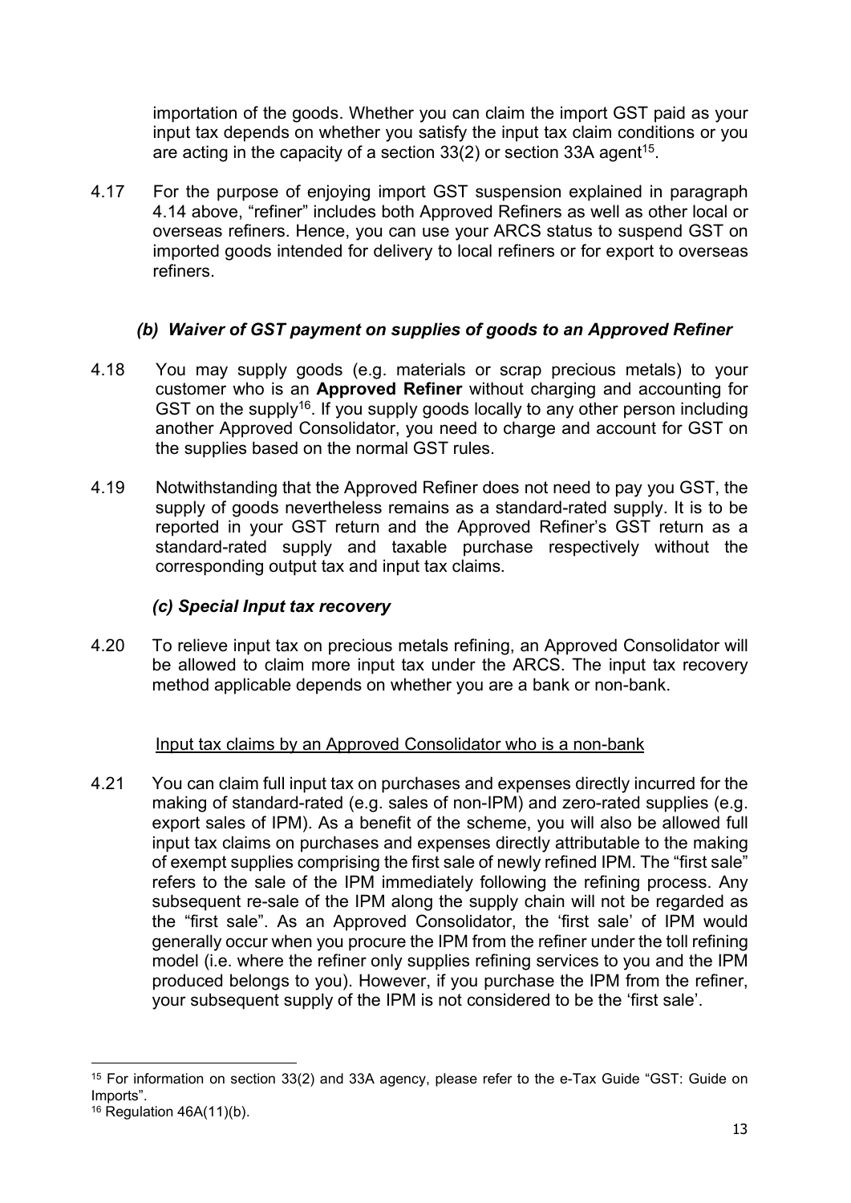importation of the goods. Whether you can claim the import GST paid as your input tax depends on whether you satisfy the input tax claim conditions or you are acting in the capacity of a section 33(2) or section 33A agent[15].

4.17 For the purpose of enjoying import GST suspension explained in paragraph 4.14 above, "refiner" includes both Approved Refiners as well as other local or overseas refiners. Hence, you can use your ARCS status to suspend GST on imported goods intended for delivery to local refiners or for export to overseas refiners.

### *(b) Waiver of GST payment on supplies of goods to an Approved Refiner*

4.18 You may supply goods (e.g. materials or scrap precious metals) to your customer who is an **Approved Refiner** without charging and accounting for GST on the supply[16]. If you supply goods locally to any other person including another Approved Consolidator, you need to charge and account for GST on the supplies based on the normal GST rules.

4.19 Notwithstanding that the Approved Refiner does not need to pay you GST, the supply of goods nevertheless remains as a standard-rated supply. It is to be reported in your GST return and the Approved Refiner's GST return as a standard-rated supply and taxable purchase respectively without the corresponding output tax and input tax claims.

### *(c) Special Input tax recovery*

4.20 To relieve input tax on precious metals refining, an Approved Consolidator will be allowed to claim more input tax under the ARCS. The input tax recovery method applicable depends on whether you are a bank or non-bank.

<u>Input tax claims by an Approved Consolidator who is a non-bank</u>

4.21 You can claim full input tax on purchases and expenses directly incurred for the making of standard-rated (e.g. sales of non-IPM) and zero-rated supplies (e.g. export sales of IPM). As a benefit of the scheme, you will also be allowed full input tax claims on purchases and expenses directly attributable to the making of exempt supplies comprising the first sale of newly refined IPM. The "first sale" refers to the sale of the IPM immediately following the refining process. Any subsequent re-sale of the IPM along the supply chain will not be regarded as the "first sale". As an Approved Consolidator, the 'first sale' of IPM would generally occur when you procure the IPM from the refiner under the toll refining model (i.e. where the refiner only supplies refining services to you and the IPM produced belongs to you). However, if you purchase the IPM from the refiner, your subsequent supply of the IPM is not considered to be the 'first sale'.

---

[15] For information on section 33(2) and 33A agency, please refer to the e-Tax Guide "GST: Guide on Imports".

[16] Regulation 46A(11)(b).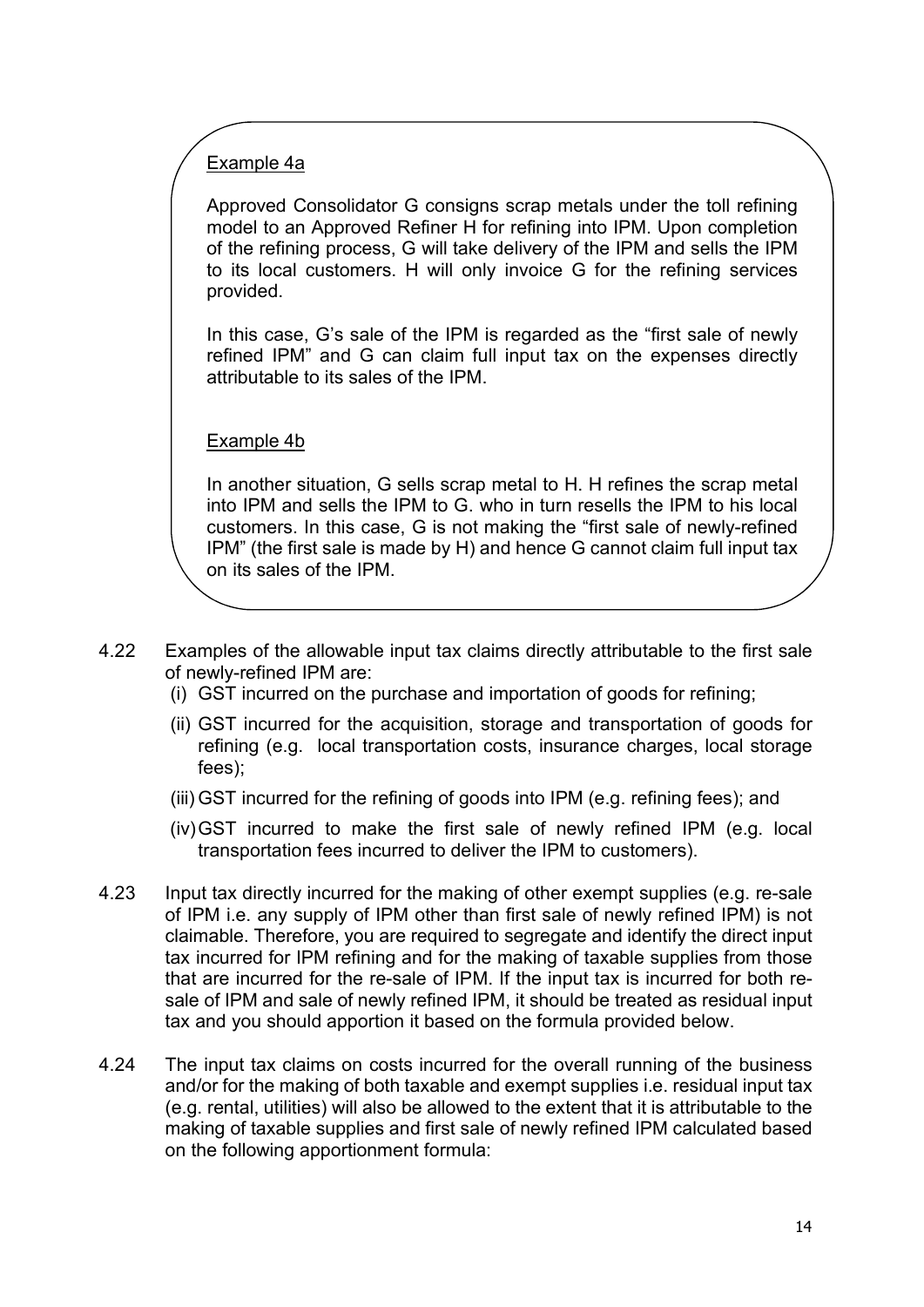Example 4a

Approved Consolidator G consigns scrap metals under the toll refining model to an Approved Refiner H for refining into IPM. Upon completion of the refining process, G will take delivery of the IPM and sells the IPM to its local customers. H will only invoice G for the refining services provided.

In this case, G's sale of the IPM is regarded as the "first sale of newly refined IPM" and G can claim full input tax on the expenses directly attributable to its sales of the IPM.

Example 4b

In another situation, G sells scrap metal to H. H refines the scrap metal into IPM and sells the IPM to G. who in turn resells the IPM to his local customers. In this case, G is not making the "first sale of newly-refined IPM" (the first sale is made by H) and hence G cannot claim full input tax on its sales of the IPM.

4.22 Examples of the allowable input tax claims directly attributable to the first sale of newly-refined IPM are:

(i) GST incurred on the purchase and importation of goods for refining;

(ii) GST incurred for the acquisition, storage and transportation of goods for refining (e.g. local transportation costs, insurance charges, local storage fees);

(iii) GST incurred for the refining of goods into IPM (e.g. refining fees); and

(iv) GST incurred to make the first sale of newly refined IPM (e.g. local transportation fees incurred to deliver the IPM to customers).

4.23 Input tax directly incurred for the making of other exempt supplies (e.g. re-sale of IPM i.e. any supply of IPM other than first sale of newly refined IPM) is not claimable. Therefore, you are required to segregate and identify the direct input tax incurred for IPM refining and for the making of taxable supplies from those that are incurred for the re-sale of IPM. If the input tax is incurred for both re-sale of IPM and sale of newly refined IPM, it should be treated as residual input tax and you should apportion it based on the formula provided below.

4.24 The input tax claims on costs incurred for the overall running of the business and/or for the making of both taxable and exempt supplies i.e. residual input tax (e.g. rental, utilities) will also be allowed to the extent that it is attributable to the making of taxable supplies and first sale of newly refined IPM calculated based on the following apportionment formula: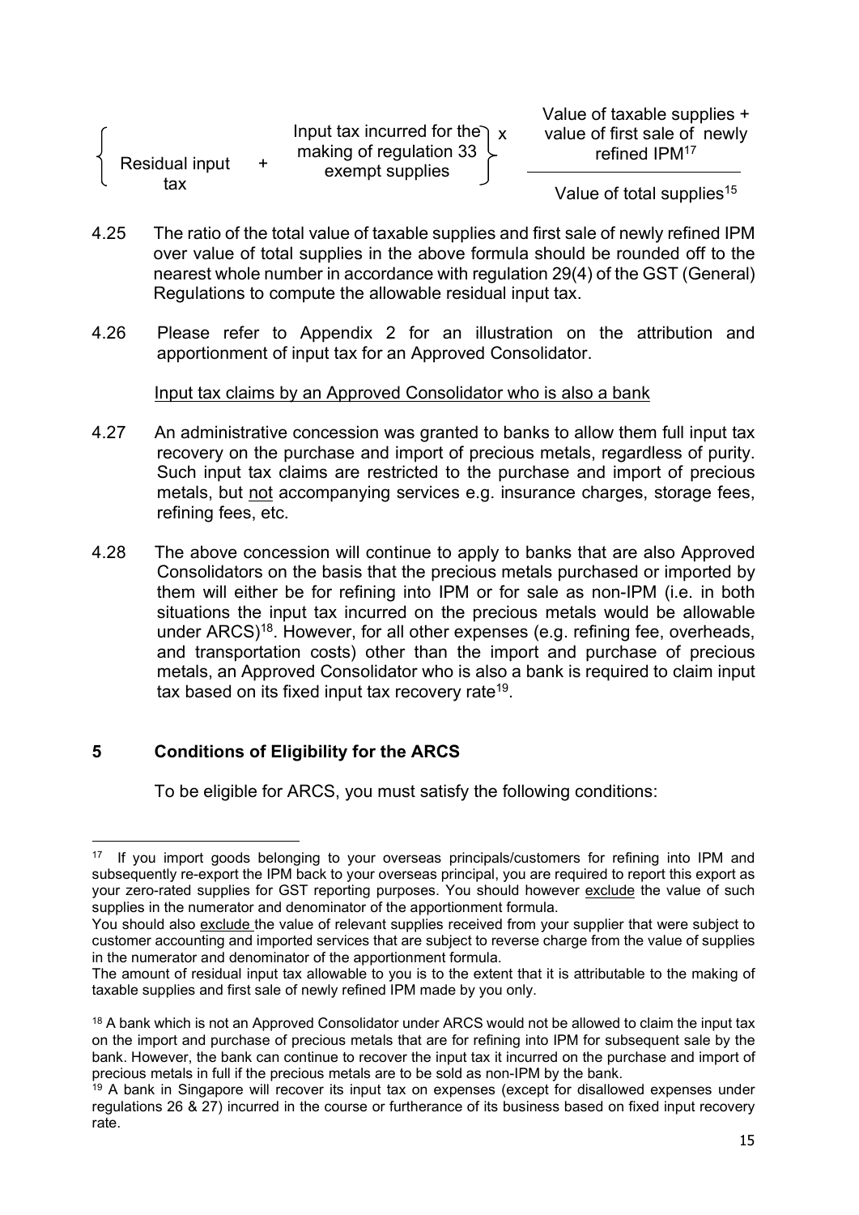$$\left\{ \text{Residual input tax} + \text{Input tax incurred for the making of regulation 33 exempt supplies} \right\} \times \frac{\text{Value of taxable supplies + value of first sale of newly refined IPM}^{17}}{\text{Value of total supplies}^{15}}$$

4.25 The ratio of the total value of taxable supplies and first sale of newly refined IPM over value of total supplies in the above formula should be rounded off to the nearest whole number in accordance with regulation 29(4) of the GST (General) Regulations to compute the allowable residual input tax.

4.26 Please refer to Appendix 2 for an illustration on the attribution and apportionment of input tax for an Approved Consolidator.

<u>Input tax claims by an Approved Consolidator who is also a bank</u>

4.27 An administrative concession was granted to banks to allow them full input tax recovery on the purchase and import of precious metals, regardless of purity. Such input tax claims are restricted to the purchase and import of precious metals, but <u>not</u> accompanying services e.g. insurance charges, storage fees, refining fees, etc.

4.28 The above concession will continue to apply to banks that are also Approved Consolidators on the basis that the precious metals purchased or imported by them will either be for refining into IPM or for sale as non-IPM (i.e. in both situations the input tax incurred on the precious metals would be allowable under ARCS)[18]. However, for all other expenses (e.g. refining fee, overheads, and transportation costs) other than the import and purchase of precious metals, an Approved Consolidator who is also a bank is required to claim input tax based on its fixed input tax recovery rate[19].

## 5 Conditions of Eligibility for the ARCS

To be eligible for ARCS, you must satisfy the following conditions:

---

[17] If you import goods belonging to your overseas principals/customers for refining into IPM and subsequently re-export the IPM back to your overseas principal, you are required to report this export as your zero-rated supplies for GST reporting purposes. You should however <u>exclude</u> the value of such supplies in the numerator and denominator of the apportionment formula.

You should also <u>exclude</u> the value of relevant supplies received from your supplier that were subject to customer accounting and imported services that are subject to reverse charge from the value of supplies in the numerator and denominator of the apportionment formula.

The amount of residual input tax allowable to you is to the extent that it is attributable to the making of taxable supplies and first sale of newly refined IPM made by you only.

[18] A bank which is not an Approved Consolidator under ARCS would not be allowed to claim the input tax on the import and purchase of precious metals that are for refining into IPM for subsequent sale by the bank. However, the bank can continue to recover the input tax it incurred on the purchase and import of precious metals in full if the precious metals are to be sold as non-IPM by the bank.

[19] A bank in Singapore will recover its input tax on expenses (except for disallowed expenses under regulations 26 & 27) incurred in the course or furtherance of its business based on fixed input recovery rate.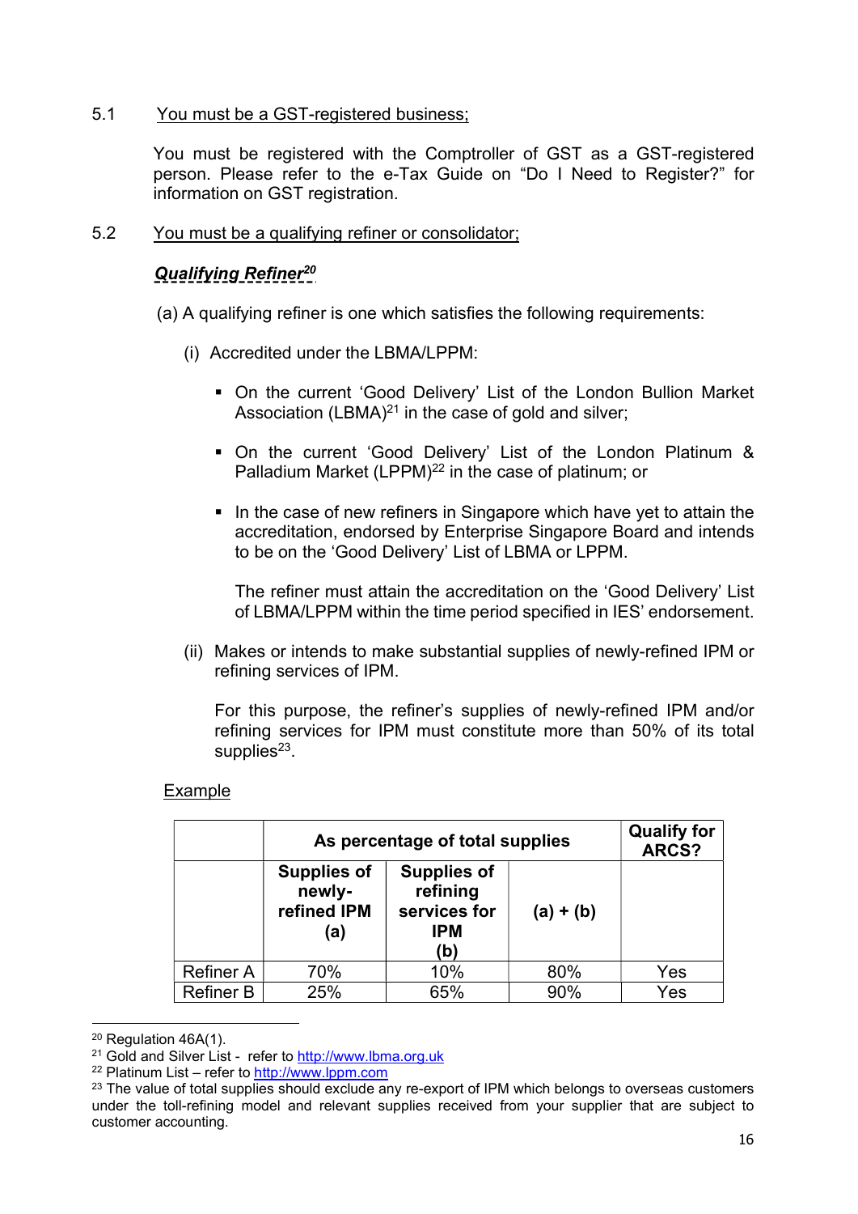5.1 You must be a GST-registered business;

You must be registered with the Comptroller of GST as a GST-registered person. Please refer to the e-Tax Guide on "Do I Need to Register?" for information on GST registration.

5.2 You must be a qualifying refiner or consolidator;

***Qualifying Refiner***[20]

(a) A qualifying refiner is one which satisfies the following requirements:

(i) Accredited under the LBMA/LPPM:

- On the current 'Good Delivery' List of the London Bullion Market Association (LBMA)[21] in the case of gold and silver;
- On the current 'Good Delivery' List of the London Platinum & Palladium Market (LPPM)[22] in the case of platinum; or
- In the case of new refiners in Singapore which have yet to attain the accreditation, endorsed by Enterprise Singapore Board and intends to be on the 'Good Delivery' List of LBMA or LPPM.

  The refiner must attain the accreditation on the 'Good Delivery' List of LBMA/LPPM within the time period specified in IES' endorsement.

(ii) Makes or intends to make substantial supplies of newly-refined IPM or refining services of IPM.

For this purpose, the refiner's supplies of newly-refined IPM and/or refining services for IPM must constitute more than 50% of its total supplies[23].

Example

| | As percentage of total supplies | | | Qualify for ARCS? |
|---|---|---|---|---|
| | Supplies of newly-refined IPM (a) | Supplies of refining services for IPM (b) | (a) + (b) | |
| Refiner A | 70% | 10% | 80% | Yes |
| Refiner B | 25% | 65% | 90% | Yes |

---

[20] Regulation 46A(1).

[21] Gold and Silver List - refer to http://www.lbma.org.uk

[22] Platinum List – refer to http://www.lppm.com

[23] The value of total supplies should exclude any re-export of IPM which belongs to overseas customers under the toll-refining model and relevant supplies received from your supplier that are subject to customer accounting.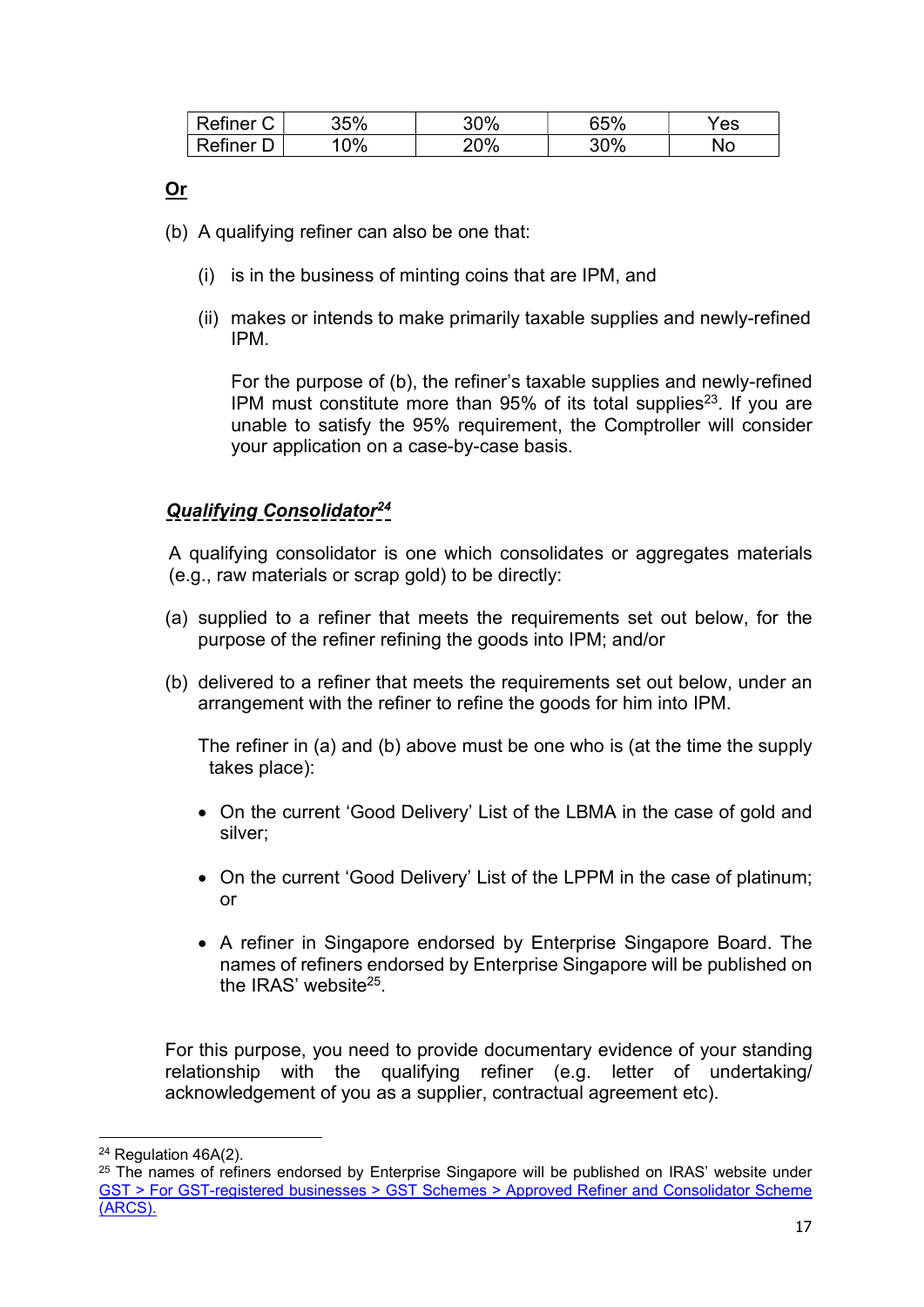| Refiner C | 35% | 30% | 65% | Yes |
|---|---|---|---|---|
| Refiner D | 10% | 20% | 30% | No |

**Or**

(b) A qualifying refiner can also be one that:

(i) is in the business of minting coins that are IPM, and

(ii) makes or intends to make primarily taxable supplies and newly-refined IPM.

For the purpose of (b), the refiner's taxable supplies and newly-refined IPM must constitute more than 95% of its total supplies[23]. If you are unable to satisfy the 95% requirement, the Comptroller will consider your application on a case-by-case basis.

***Qualifying Consolidator[24]***

A qualifying consolidator is one which consolidates or aggregates materials (e.g., raw materials or scrap gold) to be directly:

(a) supplied to a refiner that meets the requirements set out below, for the purpose of the refiner refining the goods into IPM; and/or

(b) delivered to a refiner that meets the requirements set out below, under an arrangement with the refiner to refine the goods for him into IPM.

The refiner in (a) and (b) above must be one who is (at the time the supply takes place):

- On the current 'Good Delivery' List of the LBMA in the case of gold and silver;
- On the current 'Good Delivery' List of the LPPM in the case of platinum; or
- A refiner in Singapore endorsed by Enterprise Singapore Board. The names of refiners endorsed by Enterprise Singapore will be published on the IRAS' website[25].

For this purpose, you need to provide documentary evidence of your standing relationship with the qualifying refiner (e.g. letter of undertaking/ acknowledgement of you as a supplier, contractual agreement etc).

[24] Regulation 46A(2).

[25] The names of refiners endorsed by Enterprise Singapore will be published on IRAS' website under GST > For GST-registered businesses > GST Schemes > Approved Refiner and Consolidator Scheme (ARCS).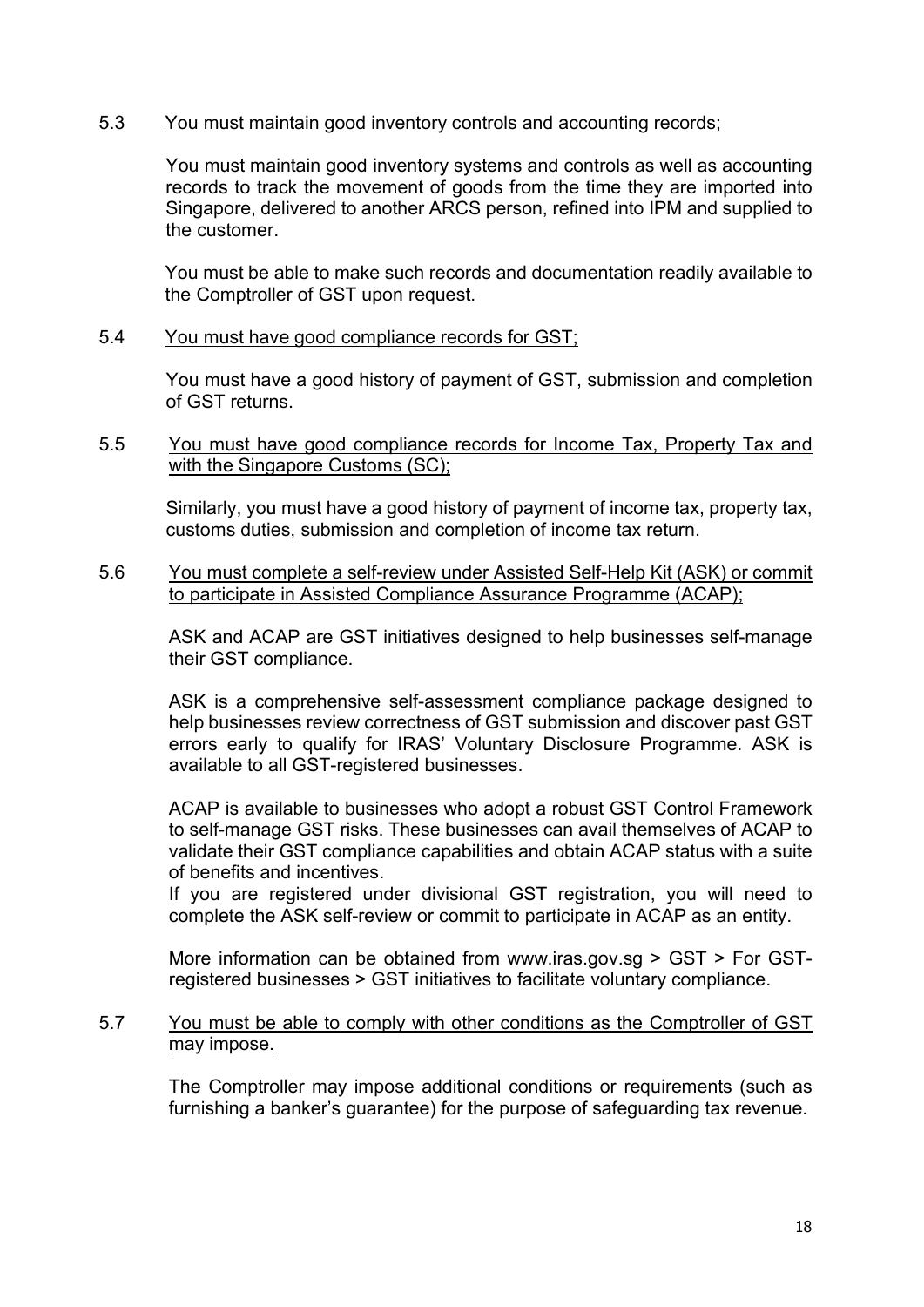5.3 You must maintain good inventory controls and accounting records;

You must maintain good inventory systems and controls as well as accounting records to track the movement of goods from the time they are imported into Singapore, delivered to another ARCS person, refined into IPM and supplied to the customer.

You must be able to make such records and documentation readily available to the Comptroller of GST upon request.

5.4 You must have good compliance records for GST;

You must have a good history of payment of GST, submission and completion of GST returns.

5.5 You must have good compliance records for Income Tax, Property Tax and with the Singapore Customs (SC);

Similarly, you must have a good history of payment of income tax, property tax, customs duties, submission and completion of income tax return.

5.6 You must complete a self-review under Assisted Self-Help Kit (ASK) or commit to participate in Assisted Compliance Assurance Programme (ACAP);

ASK and ACAP are GST initiatives designed to help businesses self-manage their GST compliance.

ASK is a comprehensive self-assessment compliance package designed to help businesses review correctness of GST submission and discover past GST errors early to qualify for IRAS' Voluntary Disclosure Programme. ASK is available to all GST-registered businesses.

ACAP is available to businesses who adopt a robust GST Control Framework to self-manage GST risks. These businesses can avail themselves of ACAP to validate their GST compliance capabilities and obtain ACAP status with a suite of benefits and incentives.
If you are registered under divisional GST registration, you will need to complete the ASK self-review or commit to participate in ACAP as an entity.

More information can be obtained from www.iras.gov.sg > GST > For GST-registered businesses > GST initiatives to facilitate voluntary compliance.

5.7 You must be able to comply with other conditions as the Comptroller of GST may impose.

The Comptroller may impose additional conditions or requirements (such as furnishing a banker's guarantee) for the purpose of safeguarding tax revenue.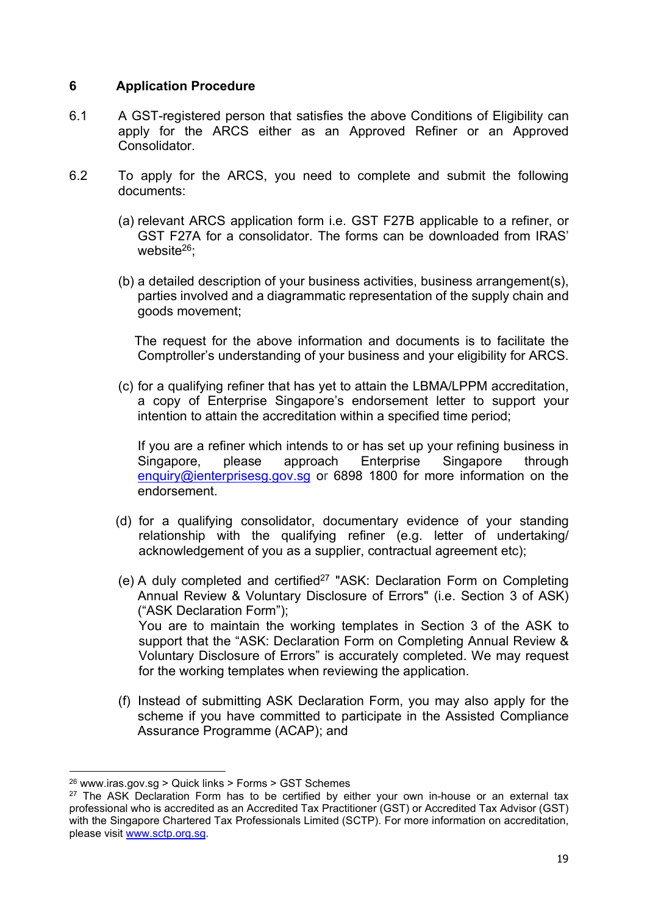## 6 Application Procedure

6.1 A GST-registered person that satisfies the above Conditions of Eligibility can apply for the ARCS either as an Approved Refiner or an Approved Consolidator.

6.2 To apply for the ARCS, you need to complete and submit the following documents:

(a) relevant ARCS application form i.e. GST F27B applicable to a refiner, or GST F27A for a consolidator. The forms can be downloaded from IRAS' website[26];

(b) a detailed description of your business activities, business arrangement(s), parties involved and a diagrammatic representation of the supply chain and goods movement;

The request for the above information and documents is to facilitate the Comptroller's understanding of your business and your eligibility for ARCS.

(c) for a qualifying refiner that has yet to attain the LBMA/LPPM accreditation, a copy of Enterprise Singapore's endorsement letter to support your intention to attain the accreditation within a specified time period;

If you are a refiner which intends to or has set up your refining business in Singapore, please approach Enterprise Singapore through enquiry@ienterprisesg.gov.sg or 6898 1800 for more information on the endorsement.

(d) for a qualifying consolidator, documentary evidence of your standing relationship with the qualifying refiner (e.g. letter of undertaking/ acknowledgement of you as a supplier, contractual agreement etc);

(e) A duly completed and certified[27] "ASK: Declaration Form on Completing Annual Review & Voluntary Disclosure of Errors" (i.e. Section 3 of ASK) ("ASK Declaration Form");
You are to maintain the working templates in Section 3 of the ASK to support that the "ASK: Declaration Form on Completing Annual Review & Voluntary Disclosure of Errors" is accurately completed. We may request for the working templates when reviewing the application.

(f) Instead of submitting ASK Declaration Form, you may also apply for the scheme if you have committed to participate in the Assisted Compliance Assurance Programme (ACAP); and

---

[26] www.iras.gov.sg > Quick links > Forms > GST Schemes

[27] The ASK Declaration Form has to be certified by either your own in-house or an external tax professional who is accredited as an Accredited Tax Practitioner (GST) or Accredited Tax Advisor (GST) with the Singapore Chartered Tax Professionals Limited (SCTP). For more information on accreditation, please visit www.sctp.org.sg.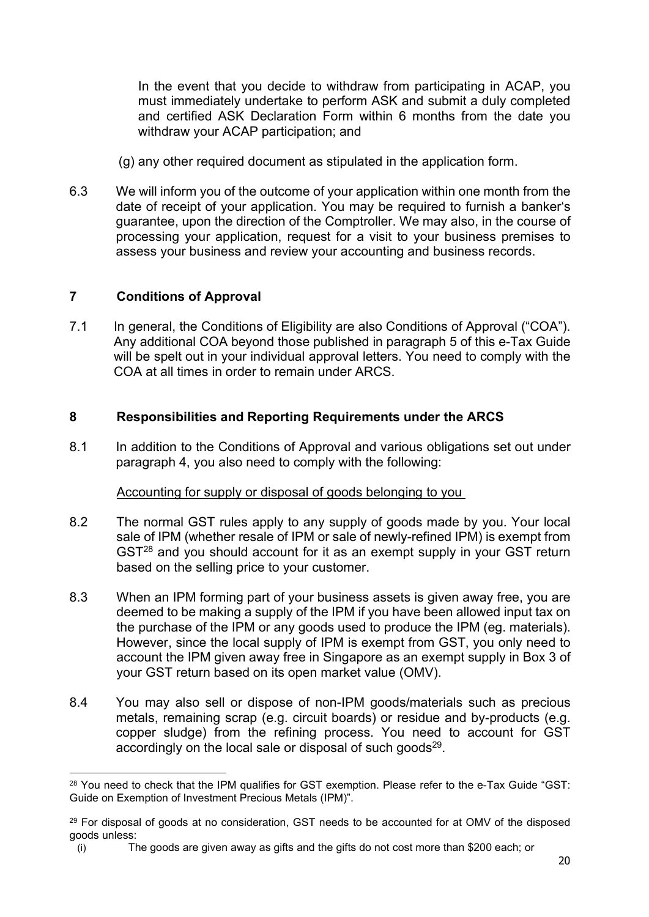In the event that you decide to withdraw from participating in ACAP, you must immediately undertake to perform ASK and submit a duly completed and certified ASK Declaration Form within 6 months from the date you withdraw your ACAP participation; and

(g) any other required document as stipulated in the application form.

6.3 We will inform you of the outcome of your application within one month from the date of receipt of your application. You may be required to furnish a banker's guarantee, upon the direction of the Comptroller. We may also, in the course of processing your application, request for a visit to your business premises to assess your business and review your accounting and business records.

## 7 Conditions of Approval

7.1 In general, the Conditions of Eligibility are also Conditions of Approval ("COA"). Any additional COA beyond those published in paragraph 5 of this e-Tax Guide will be spelt out in your individual approval letters. You need to comply with the COA at all times in order to remain under ARCS.

## 8 Responsibilities and Reporting Requirements under the ARCS

8.1 In addition to the Conditions of Approval and various obligations set out under paragraph 4, you also need to comply with the following:

Accounting for supply or disposal of goods belonging to you

8.2 The normal GST rules apply to any supply of goods made by you. Your local sale of IPM (whether resale of IPM or sale of newly-refined IPM) is exempt from GST[28] and you should account for it as an exempt supply in your GST return based on the selling price to your customer.

8.3 When an IPM forming part of your business assets is given away free, you are deemed to be making a supply of the IPM if you have been allowed input tax on the purchase of the IPM or any goods used to produce the IPM (eg. materials). However, since the local supply of IPM is exempt from GST, you only need to account the IPM given away free in Singapore as an exempt supply in Box 3 of your GST return based on its open market value (OMV).

8.4 You may also sell or dispose of non-IPM goods/materials such as precious metals, remaining scrap (e.g. circuit boards) or residue and by-products (e.g. copper sludge) from the refining process. You need to account for GST accordingly on the local sale or disposal of such goods[29].

---

[28] You need to check that the IPM qualifies for GST exemption. Please refer to the e-Tax Guide "GST: Guide on Exemption of Investment Precious Metals (IPM)".

[29] For disposal of goods at no consideration, GST needs to be accounted for at OMV of the disposed goods unless:

(i) The goods are given away as gifts and the gifts do not cost more than $200 each; or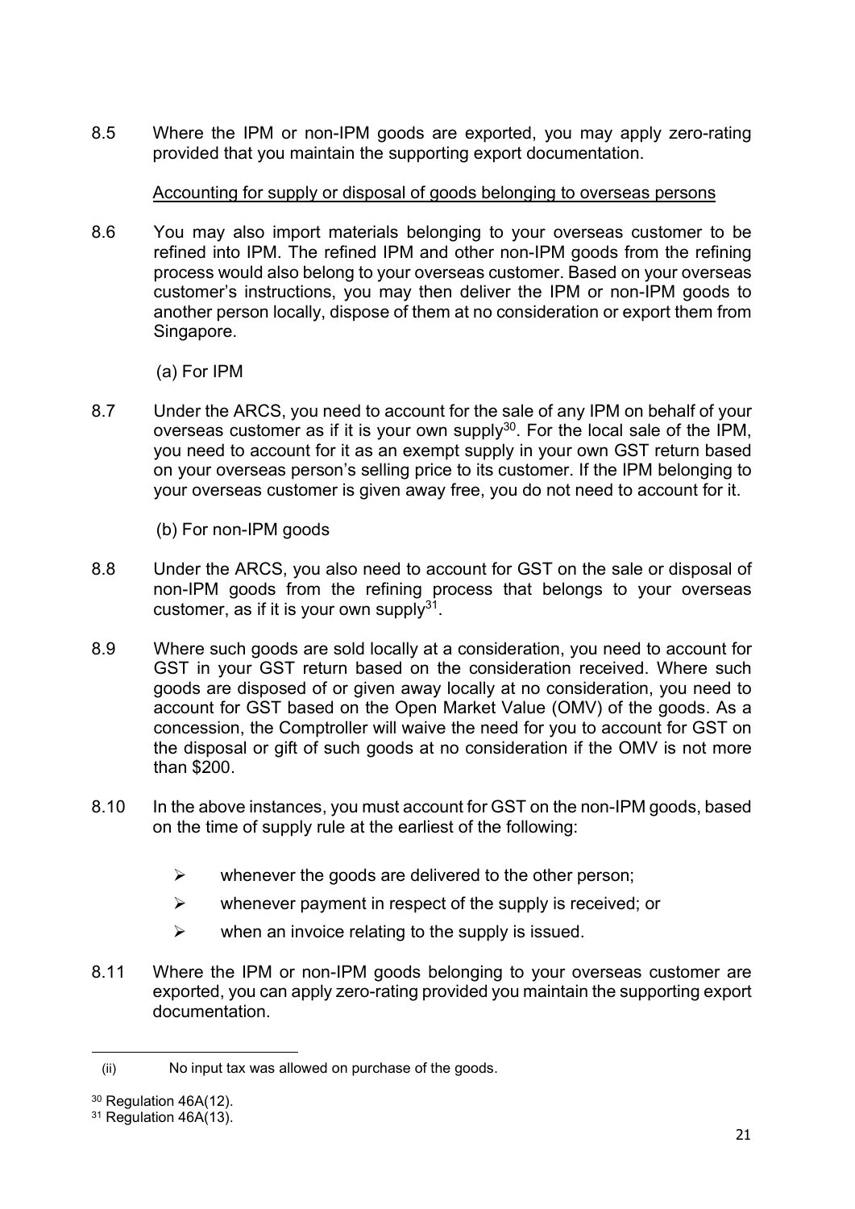8.5 Where the IPM or non-IPM goods are exported, you may apply zero-rating provided that you maintain the supporting export documentation.

Accounting for supply or disposal of goods belonging to overseas persons

8.6 You may also import materials belonging to your overseas customer to be refined into IPM. The refined IPM and other non-IPM goods from the refining process would also belong to your overseas customer. Based on your overseas customer's instructions, you may then deliver the IPM or non-IPM goods to another person locally, dispose of them at no consideration or export them from Singapore.

(a) For IPM

8.7 Under the ARCS, you need to account for the sale of any IPM on behalf of your overseas customer as if it is your own supply[30]. For the local sale of the IPM, you need to account for it as an exempt supply in your own GST return based on your overseas person's selling price to its customer. If the IPM belonging to your overseas customer is given away free, you do not need to account for it.

(b) For non-IPM goods

8.8 Under the ARCS, you also need to account for GST on the sale or disposal of non-IPM goods from the refining process that belongs to your overseas customer, as if it is your own supply[31].

8.9 Where such goods are sold locally at a consideration, you need to account for GST in your GST return based on the consideration received. Where such goods are disposed of or given away locally at no consideration, you need to account for GST based on the Open Market Value (OMV) of the goods. As a concession, the Comptroller will waive the need for you to account for GST on the disposal or gift of such goods at no consideration if the OMV is not more than $200.

8.10 In the above instances, you must account for GST on the non-IPM goods, based on the time of supply rule at the earliest of the following:

- whenever the goods are delivered to the other person;
- whenever payment in respect of the supply is received; or
- when an invoice relating to the supply is issued.

8.11 Where the IPM or non-IPM goods belonging to your overseas customer are exported, you can apply zero-rating provided you maintain the supporting export documentation.

---

(ii) No input tax was allowed on purchase of the goods.

[30] Regulation 46A(12).

[31] Regulation 46A(13).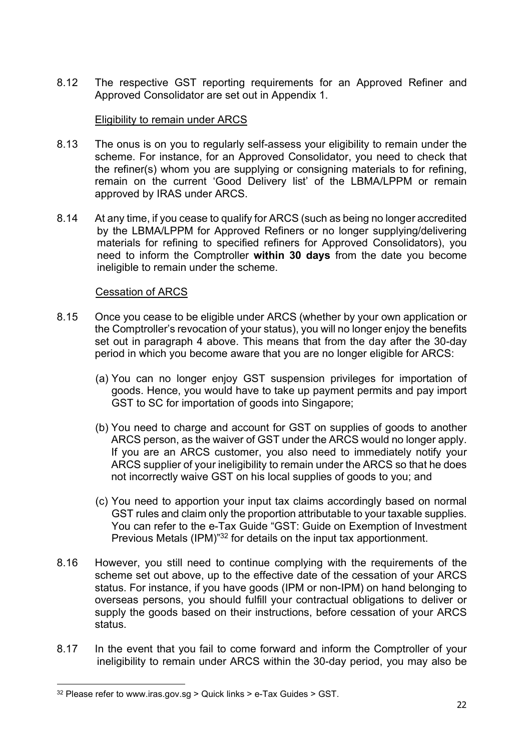8.12 The respective GST reporting requirements for an Approved Refiner and Approved Consolidator are set out in Appendix 1.

### Eligibility to remain under ARCS

8.13 The onus is on you to regularly self-assess your eligibility to remain under the scheme. For instance, for an Approved Consolidator, you need to check that the refiner(s) whom you are supplying or consigning materials to for refining, remain on the current 'Good Delivery list' of the LBMA/LPPM or remain approved by IRAS under ARCS.

8.14 At any time, if you cease to qualify for ARCS (such as being no longer accredited by the LBMA/LPPM for Approved Refiners or no longer supplying/delivering materials for refining to specified refiners for Approved Consolidators), you need to inform the Comptroller **within 30 days** from the date you become ineligible to remain under the scheme.

### Cessation of ARCS

8.15 Once you cease to be eligible under ARCS (whether by your own application or the Comptroller's revocation of your status), you will no longer enjoy the benefits set out in paragraph 4 above. This means that from the day after the 30-day period in which you become aware that you are no longer eligible for ARCS:

(a) You can no longer enjoy GST suspension privileges for importation of goods. Hence, you would have to take up payment permits and pay import GST to SC for importation of goods into Singapore;

(b) You need to charge and account for GST on supplies of goods to another ARCS person, as the waiver of GST under the ARCS would no longer apply. If you are an ARCS customer, you also need to immediately notify your ARCS supplier of your ineligibility to remain under the ARCS so that he does not incorrectly waive GST on his local supplies of goods to you; and

(c) You need to apportion your input tax claims accordingly based on normal GST rules and claim only the proportion attributable to your taxable supplies. You can refer to the e-Tax Guide "GST: Guide on Exemption of Investment Previous Metals (IPM)"[32] for details on the input tax apportionment.

8.16 However, you still need to continue complying with the requirements of the scheme set out above, up to the effective date of the cessation of your ARCS status. For instance, if you have goods (IPM or non-IPM) on hand belonging to overseas persons, you should fulfill your contractual obligations to deliver or supply the goods based on their instructions, before cessation of your ARCS status.

8.17 In the event that you fail to come forward and inform the Comptroller of your ineligibility to remain under ARCS within the 30-day period, you may also be

---

[32] Please refer to www.iras.gov.sg > Quick links > e-Tax Guides > GST.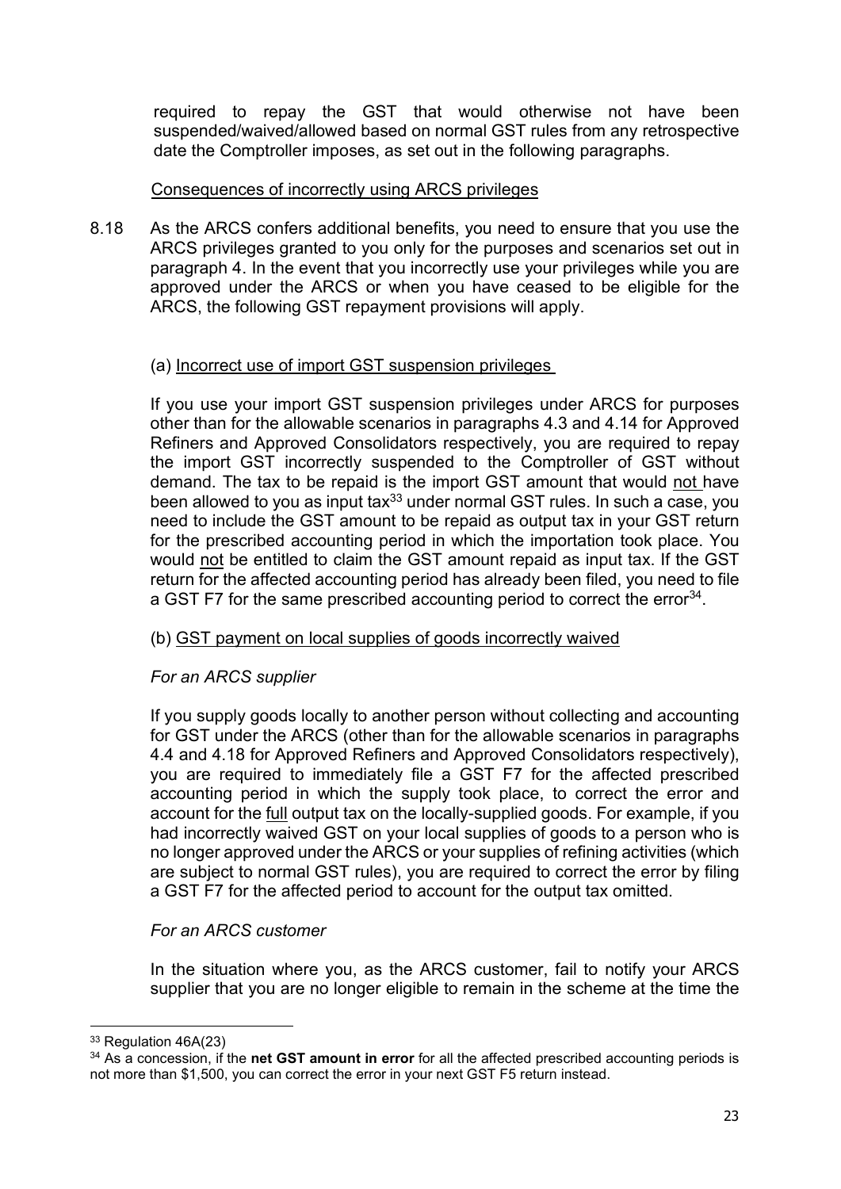required to repay the GST that would otherwise not have been suspended/waived/allowed based on normal GST rules from any retrospective date the Comptroller imposes, as set out in the following paragraphs.

<u>Consequences of incorrectly using ARCS privileges</u>

8.18 As the ARCS confers additional benefits, you need to ensure that you use the ARCS privileges granted to you only for the purposes and scenarios set out in paragraph 4. In the event that you incorrectly use your privileges while you are approved under the ARCS or when you have ceased to be eligible for the ARCS, the following GST repayment provisions will apply.

(a) <u>Incorrect use of import GST suspension privileges</u>

If you use your import GST suspension privileges under ARCS for purposes other than for the allowable scenarios in paragraphs 4.3 and 4.14 for Approved Refiners and Approved Consolidators respectively, you are required to repay the import GST incorrectly suspended to the Comptroller of GST without demand. The tax to be repaid is the import GST amount that would <u>not</u> have been allowed to you as input tax[33] under normal GST rules. In such a case, you need to include the GST amount to be repaid as output tax in your GST return for the prescribed accounting period in which the importation took place. You would <u>not</u> be entitled to claim the GST amount repaid as input tax. If the GST return for the affected accounting period has already been filed, you need to file a GST F7 for the same prescribed accounting period to correct the error[34].

(b) <u>GST payment on local supplies of goods incorrectly waived</u>

*For an ARCS supplier*

If you supply goods locally to another person without collecting and accounting for GST under the ARCS (other than for the allowable scenarios in paragraphs 4.4 and 4.18 for Approved Refiners and Approved Consolidators respectively), you are required to immediately file a GST F7 for the affected prescribed accounting period in which the supply took place, to correct the error and account for the <u>full</u> output tax on the locally-supplied goods. For example, if you had incorrectly waived GST on your local supplies of goods to a person who is no longer approved under the ARCS or your supplies of refining activities (which are subject to normal GST rules), you are required to correct the error by filing a GST F7 for the affected period to account for the output tax omitted.

*For an ARCS customer*

In the situation where you, as the ARCS customer, fail to notify your ARCS supplier that you are no longer eligible to remain in the scheme at the time the

---

[33] Regulation 46A(23)

[34] As a concession, if the **net GST amount in error** for all the affected prescribed accounting periods is not more than $1,500, you can correct the error in your next GST F5 return instead.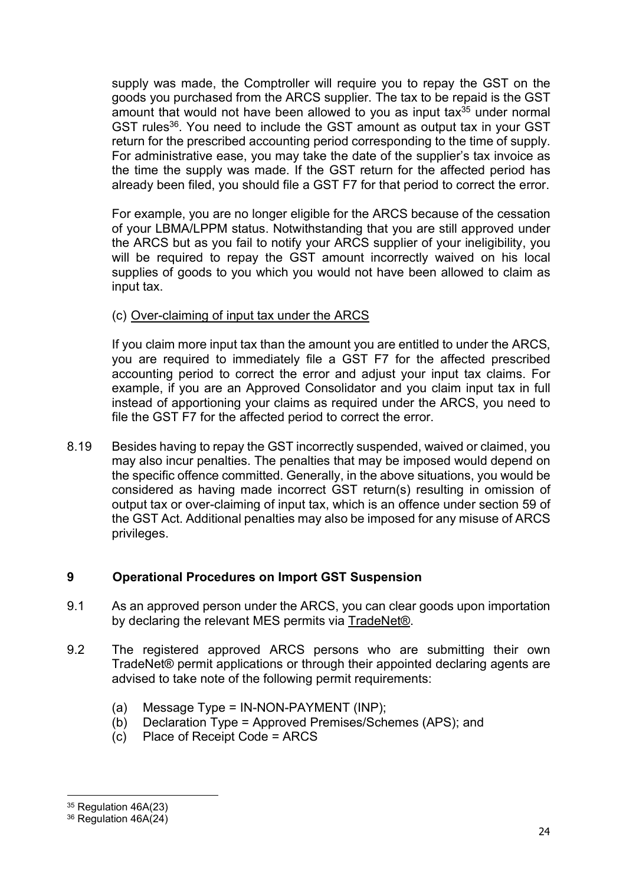supply was made, the Comptroller will require you to repay the GST on the goods you purchased from the ARCS supplier. The tax to be repaid is the GST amount that would not have been allowed to you as input tax[35] under normal GST rules[36]. You need to include the GST amount as output tax in your GST return for the prescribed accounting period corresponding to the time of supply. For administrative ease, you may take the date of the supplier's tax invoice as the time the supply was made. If the GST return for the affected period has already been filed, you should file a GST F7 for that period to correct the error.

For example, you are no longer eligible for the ARCS because of the cessation of your LBMA/LPPM status. Notwithstanding that you are still approved under the ARCS but as you fail to notify your ARCS supplier of your ineligibility, you will be required to repay the GST amount incorrectly waived on his local supplies of goods to you which you would not have been allowed to claim as input tax.

(c) Over-claiming of input tax under the ARCS

If you claim more input tax than the amount you are entitled to under the ARCS, you are required to immediately file a GST F7 for the affected prescribed accounting period to correct the error and adjust your input tax claims. For example, if you are an Approved Consolidator and you claim input tax in full instead of apportioning your claims as required under the ARCS, you need to file the GST F7 for the affected period to correct the error.

8.19 Besides having to repay the GST incorrectly suspended, waived or claimed, you may also incur penalties. The penalties that may be imposed would depend on the specific offence committed. Generally, in the above situations, you would be considered as having made incorrect GST return(s) resulting in omission of output tax or over-claiming of input tax, which is an offence under section 59 of the GST Act. Additional penalties may also be imposed for any misuse of ARCS privileges.

## 9 Operational Procedures on Import GST Suspension

9.1 As an approved person under the ARCS, you can clear goods upon importation by declaring the relevant MES permits via TradeNet®.

9.2 The registered approved ARCS persons who are submitting their own TradeNet® permit applications or through their appointed declaring agents are advised to take note of the following permit requirements:

(a) Message Type = IN-NON-PAYMENT (INP);
(b) Declaration Type = Approved Premises/Schemes (APS); and
(c) Place of Receipt Code = ARCS

---

[35] Regulation 46A(23)

[36] Regulation 46A(24)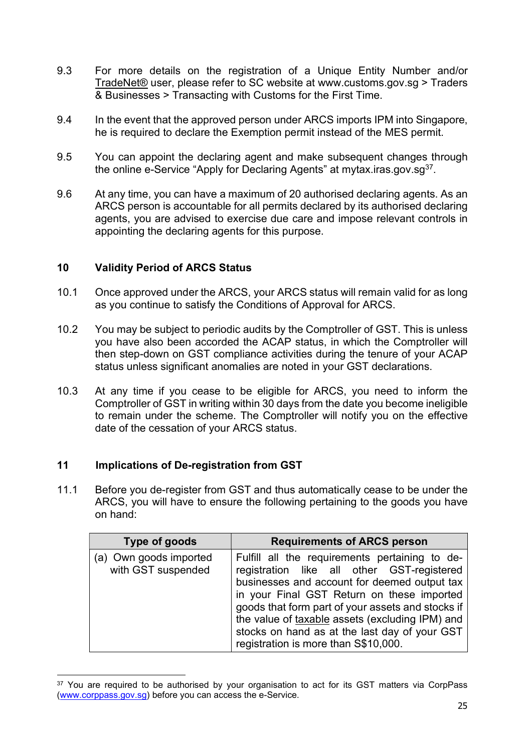9.3 For more details on the registration of a Unique Entity Number and/or TradeNet® user, please refer to SC website at www.customs.gov.sg > Traders & Businesses > Transacting with Customs for the First Time.

9.4 In the event that the approved person under ARCS imports IPM into Singapore, he is required to declare the Exemption permit instead of the MES permit.

9.5 You can appoint the declaring agent and make subsequent changes through the online e-Service "Apply for Declaring Agents" at mytax.iras.gov.sg[37].

9.6 At any time, you can have a maximum of 20 authorised declaring agents. As an ARCS person is accountable for all permits declared by its authorised declaring agents, you are advised to exercise due care and impose relevant controls in appointing the declaring agents for this purpose.

## 10 Validity Period of ARCS Status

10.1 Once approved under the ARCS, your ARCS status will remain valid for as long as you continue to satisfy the Conditions of Approval for ARCS.

10.2 You may be subject to periodic audits by the Comptroller of GST. This is unless you have also been accorded the ACAP status, in which the Comptroller will then step-down on GST compliance activities during the tenure of your ACAP status unless significant anomalies are noted in your GST declarations.

10.3 At any time if you cease to be eligible for ARCS, you need to inform the Comptroller of GST in writing within 30 days from the date you become ineligible to remain under the scheme. The Comptroller will notify you on the effective date of the cessation of your ARCS status.

## 11 Implications of De-registration from GST

11.1 Before you de-register from GST and thus automatically cease to be under the ARCS, you will have to ensure the following pertaining to the goods you have on hand:

| Type of goods | Requirements of ARCS person |
|---|---|
| (a) Own goods imported with GST suspended | Fulfill all the requirements pertaining to de-registration like all other GST-registered businesses and account for deemed output tax in your Final GST Return on these imported goods that form part of your assets and stocks if the value of taxable assets (excluding IPM) and stocks on hand as at the last day of your GST registration is more than S$10,000. |

[37] You are required to be authorised by your organisation to act for its GST matters via CorpPass (www.corppass.gov.sg) before you can access the e-Service.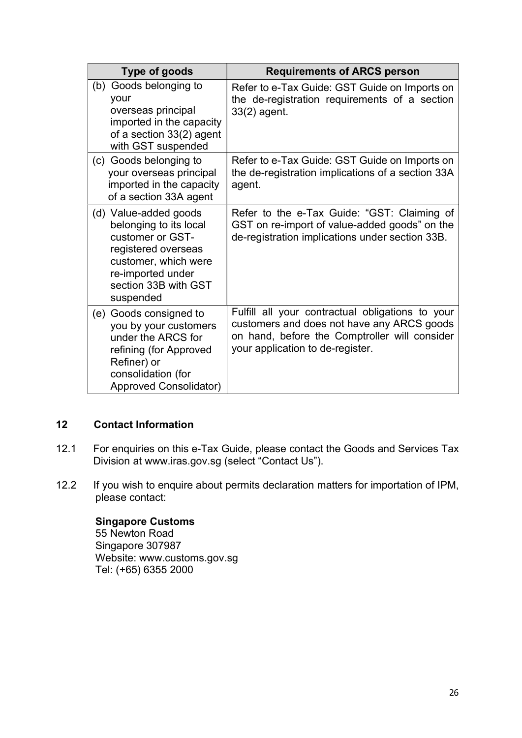| Type of goods | Requirements of ARCS person |
|---|---|
| (b) Goods belonging to your overseas principal imported in the capacity of a section 33(2) agent with GST suspended | Refer to e-Tax Guide: GST Guide on Imports on the de-registration requirements of a section 33(2) agent. |
| (c) Goods belonging to your overseas principal imported in the capacity of a section 33A agent | Refer to e-Tax Guide: GST Guide on Imports on the de-registration implications of a section 33A agent. |
| (d) Value-added goods belonging to its local customer or GST-registered overseas customer, which were re-imported under section 33B with GST suspended | Refer to the e-Tax Guide: "GST: Claiming of GST on re-import of value-added goods" on the de-registration implications under section 33B. |
| (e) Goods consigned to you by your customers under the ARCS for refining (for Approved Refiner) or consolidation (for Approved Consolidator) | Fulfill all your contractual obligations to your customers and does not have any ARCS goods on hand, before the Comptroller will consider your application to de-register. |

## 12 Contact Information

12.1 For enquiries on this e-Tax Guide, please contact the Goods and Services Tax Division at www.iras.gov.sg (select "Contact Us").

12.2 If you wish to enquire about permits declaration matters for importation of IPM, please contact:

**Singapore Customs**
55 Newton Road
Singapore 307987
Website: www.customs.gov.sg
Tel: (+65) 6355 2000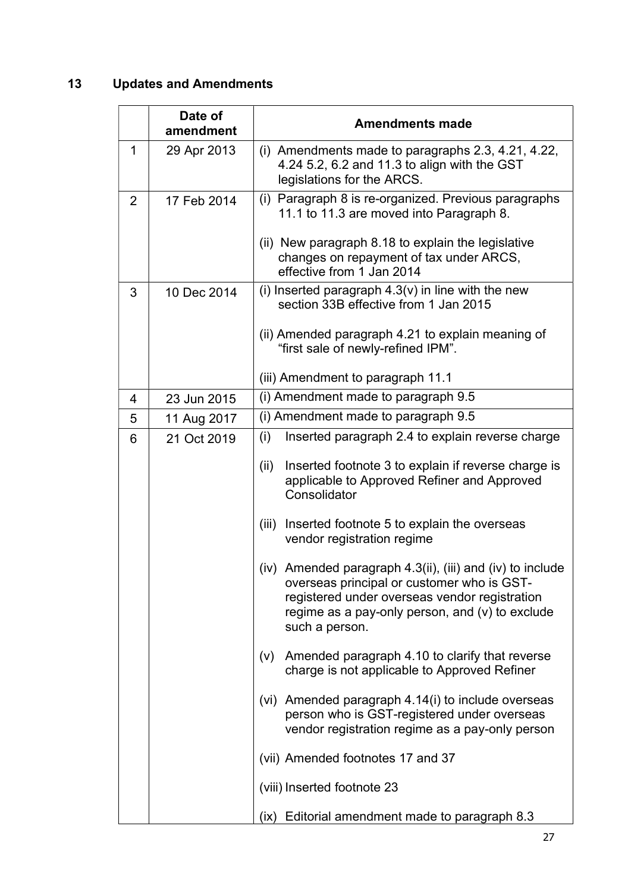## 13 Updates and Amendments

| | Date of amendment | Amendments made |
|---|---|---|
| 1 | 29 Apr 2013 | (i) Amendments made to paragraphs 2.3, 4.21, 4.22, 4.24 5.2, 6.2 and 11.3 to align with the GST legislations for the ARCS. |
| 2 | 17 Feb 2014 | (i) Paragraph 8 is re-organized. Previous paragraphs 11.1 to 11.3 are moved into Paragraph 8.<br><br>(ii) New paragraph 8.18 to explain the legislative changes on repayment of tax under ARCS, effective from 1 Jan 2014 |
| 3 | 10 Dec 2014 | (i) Inserted paragraph 4.3(v) in line with the new section 33B effective from 1 Jan 2015<br><br>(ii) Amended paragraph 4.21 to explain meaning of "first sale of newly-refined IPM".<br><br>(iii) Amendment to paragraph 11.1 |
| 4 | 23 Jun 2015 | (i) Amendment made to paragraph 9.5 |
| 5 | 11 Aug 2017 | (i) Amendment made to paragraph 9.5 |
| 6 | 21 Oct 2019 | (i) Inserted paragraph 2.4 to explain reverse charge<br><br>(ii) Inserted footnote 3 to explain if reverse charge is applicable to Approved Refiner and Approved Consolidator<br><br>(iii) Inserted footnote 5 to explain the overseas vendor registration regime<br><br>(iv) Amended paragraph 4.3(ii), (iii) and (iv) to include overseas principal or customer who is GST-registered under overseas vendor registration regime as a pay-only person, and (v) to exclude such a person.<br><br>(v) Amended paragraph 4.10 to clarify that reverse charge is not applicable to Approved Refiner<br><br>(vi) Amended paragraph 4.14(i) to include overseas person who is GST-registered under overseas vendor registration regime as a pay-only person<br><br>(vii) Amended footnotes 17 and 37<br><br>(viii) Inserted footnote 23<br><br>(ix) Editorial amendment made to paragraph 8.3 |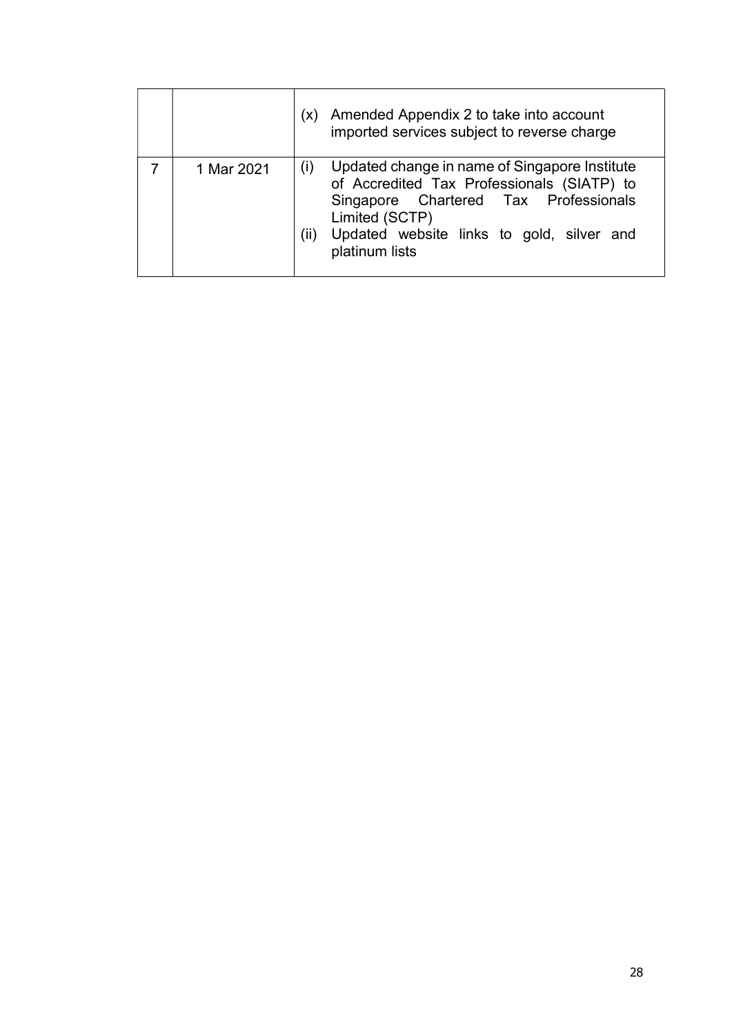| | | |
|---|---|---|
| | | (x) Amended Appendix 2 to take into account imported services subject to reverse charge |
| 7 | 1 Mar 2021 | (i) Updated change in name of Singapore Institute of Accredited Tax Professionals (SIATP) to Singapore Chartered Tax Professionals Limited (SCTP)<br>(ii) Updated website links to gold, silver and platinum lists |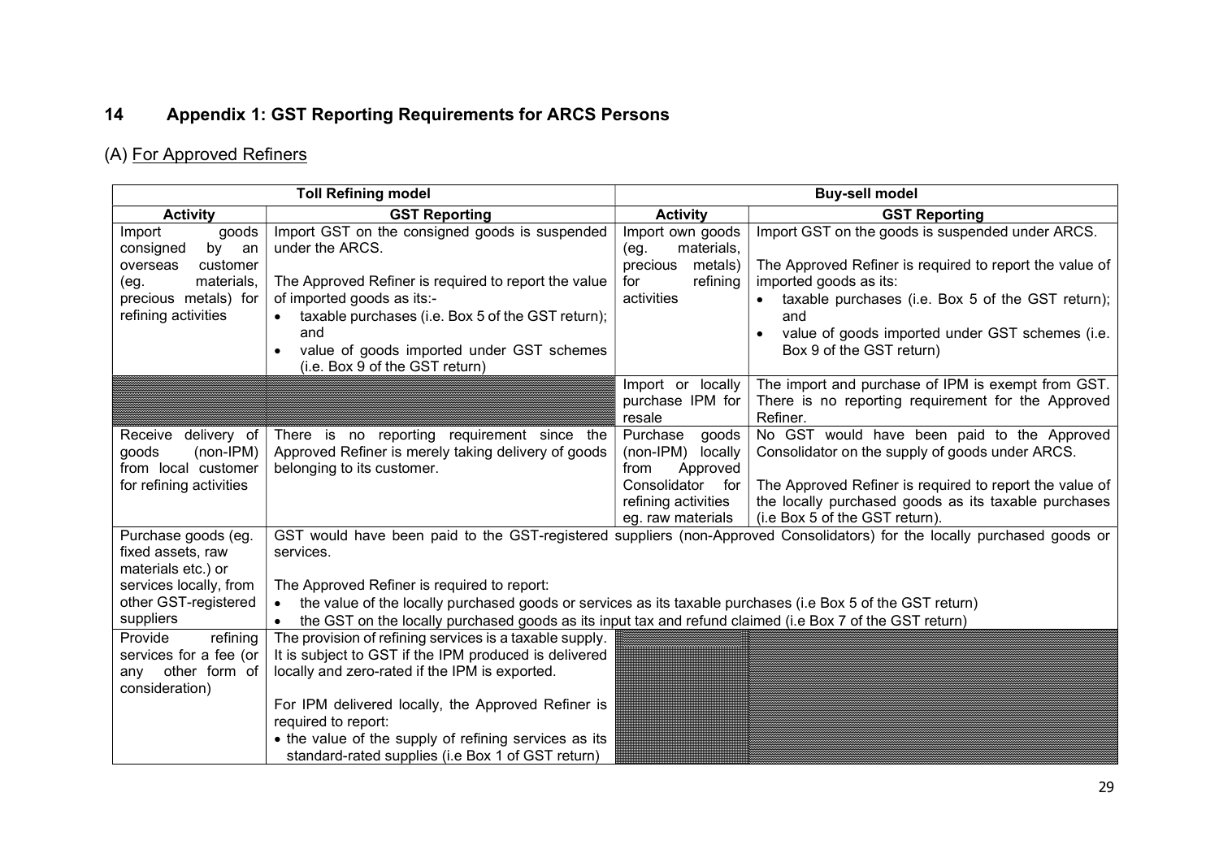## 14 Appendix 1: GST Reporting Requirements for ARCS Persons

### (A) For Approved Refiners

| Toll Refining model | | Buy-sell model | |
|---|---|---|---|
| **Activity** | **GST Reporting** | **Activity** | **GST Reporting** |
| Import goods consigned by an overseas customer (eg. materials, precious metals) for refining activities | Import GST on the consigned goods is suspended under the ARCS.<br><br>The Approved Refiner is required to report the value of imported goods as its:-<br>• taxable purchases (i.e. Box 5 of the GST return); and<br>• value of goods imported under GST schemes (i.e. Box 9 of the GST return) | Import own goods (eg. materials, precious metals) for refining activities | Import GST on the goods is suspended under ARCS.<br><br>The Approved Refiner is required to report the value of imported goods as its:<br>• taxable purchases (i.e. Box 5 of the GST return); and<br>• value of goods imported under GST schemes (i.e. Box 9 of the GST return) |
| | | Import or locally purchase IPM for resale | The import and purchase of IPM is exempt from GST. There is no reporting requirement for the Approved Refiner. |
| Receive delivery of goods (non-IPM) from local customer for refining activities | There is no reporting requirement since the Approved Refiner is merely taking delivery of goods belonging to its customer. | Purchase goods (non-IPM) locally from Approved Consolidator for refining activities eg. raw materials | No GST would have been paid to the Approved Consolidator on the supply of goods under ARCS.<br><br>The Approved Refiner is required to report the value of the locally purchased goods as its taxable purchases (i.e Box 5 of the GST return). |
| Purchase goods (eg. fixed assets, raw materials etc.) or services locally, from other GST-registered suppliers | GST would have been paid to the GST-registered suppliers (non-Approved Consolidators) for the locally purchased goods or services.<br><br>The Approved Refiner is required to report:<br>• the value of the locally purchased goods or services as its taxable purchases (i.e Box 5 of the GST return)<br>• the GST on the locally purchased goods as its input tax and refund claimed (i.e Box 7 of the GST return) | | |
| Provide refining services for a fee (or any other form of consideration) | The provision of refining services is a taxable supply. It is subject to GST if the IPM produced is delivered locally and zero-rated if the IPM is exported.<br><br>For IPM delivered locally, the Approved Refiner is required to report:<br>• the value of the supply of refining services as its standard-rated supplies (i.e Box 1 of GST return) | | |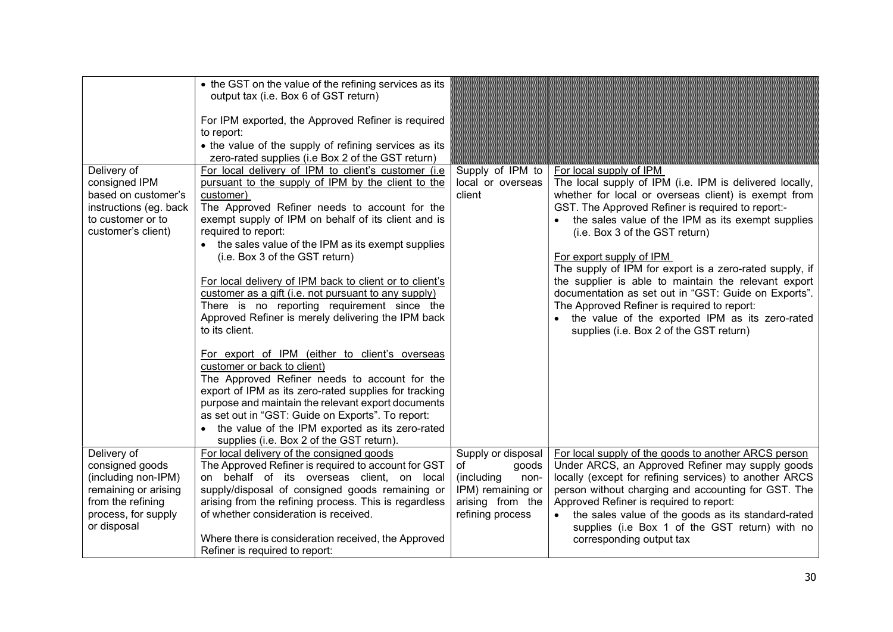| | | | |
|---|---|---|---|
| | • the GST on the value of the refining services as its output tax (i.e. Box 6 of GST return)<br><br>For IPM exported, the Approved Refiner is required to report:<br>• the value of the supply of refining services as its zero-rated supplies (i.e Box 2 of the GST return) | | |
| Delivery of consigned IPM based on customer's instructions (eg. back to customer or to customer's client) | <u>For local delivery of IPM to client's customer (i.e pursuant to the supply of IPM by the client to the customer)</u><br>The Approved Refiner needs to account for the exempt supply of IPM on behalf of its client and is required to report:<br>• the sales value of the IPM as its exempt supplies (i.e. Box 3 of the GST return)<br><br><u>For local delivery of IPM back to client or to client's customer as a gift (i.e. not pursuant to any supply)</u><br>There is no reporting requirement since the Approved Refiner is merely delivering the IPM back to its client.<br><br><u>For export of IPM (either to client's overseas customer or back to client)</u><br>The Approved Refiner needs to account for the export of IPM as its zero-rated supplies for tracking purpose and maintain the relevant export documents as set out in "GST: Guide on Exports". To report:<br>• the value of the IPM exported as its zero-rated supplies (i.e. Box 2 of the GST return). | Supply of IPM to local or overseas client | <u>For local supply of IPM</u><br>The local supply of IPM (i.e. IPM is delivered locally, whether for local or overseas client) is exempt from GST. The Approved Refiner is required to report:-<br>• the sales value of the IPM as its exempt supplies (i.e. Box 3 of the GST return)<br><br><u>For export supply of IPM</u><br>The supply of IPM for export is a zero-rated supply, if the supplier is able to maintain the relevant export documentation as set out in "GST: Guide on Exports". The Approved Refiner is required to report:<br>• the value of the exported IPM as its zero-rated supplies (i.e. Box 2 of the GST return) |
| Delivery of consigned goods (including non-IPM) remaining or arising from the refining process, for supply or disposal | <u>For local delivery of the consigned goods</u><br>The Approved Refiner is required to account for GST on behalf of its overseas client, on local supply/disposal of consigned goods remaining or arising from the refining process. This is regardless of whether consideration is received.<br><br>Where there is consideration received, the Approved Refiner is required to report: | Supply or disposal of goods (including non-IPM) remaining or arising from the refining process | <u>For local supply of the goods to another ARCS person</u><br>Under ARCS, an Approved Refiner may supply goods locally (except for refining services) to another ARCS person without charging and accounting for GST. The Approved Refiner is required to report:<br>• the sales value of the goods as its standard-rated supplies (i.e Box 1 of the GST return) with no corresponding output tax |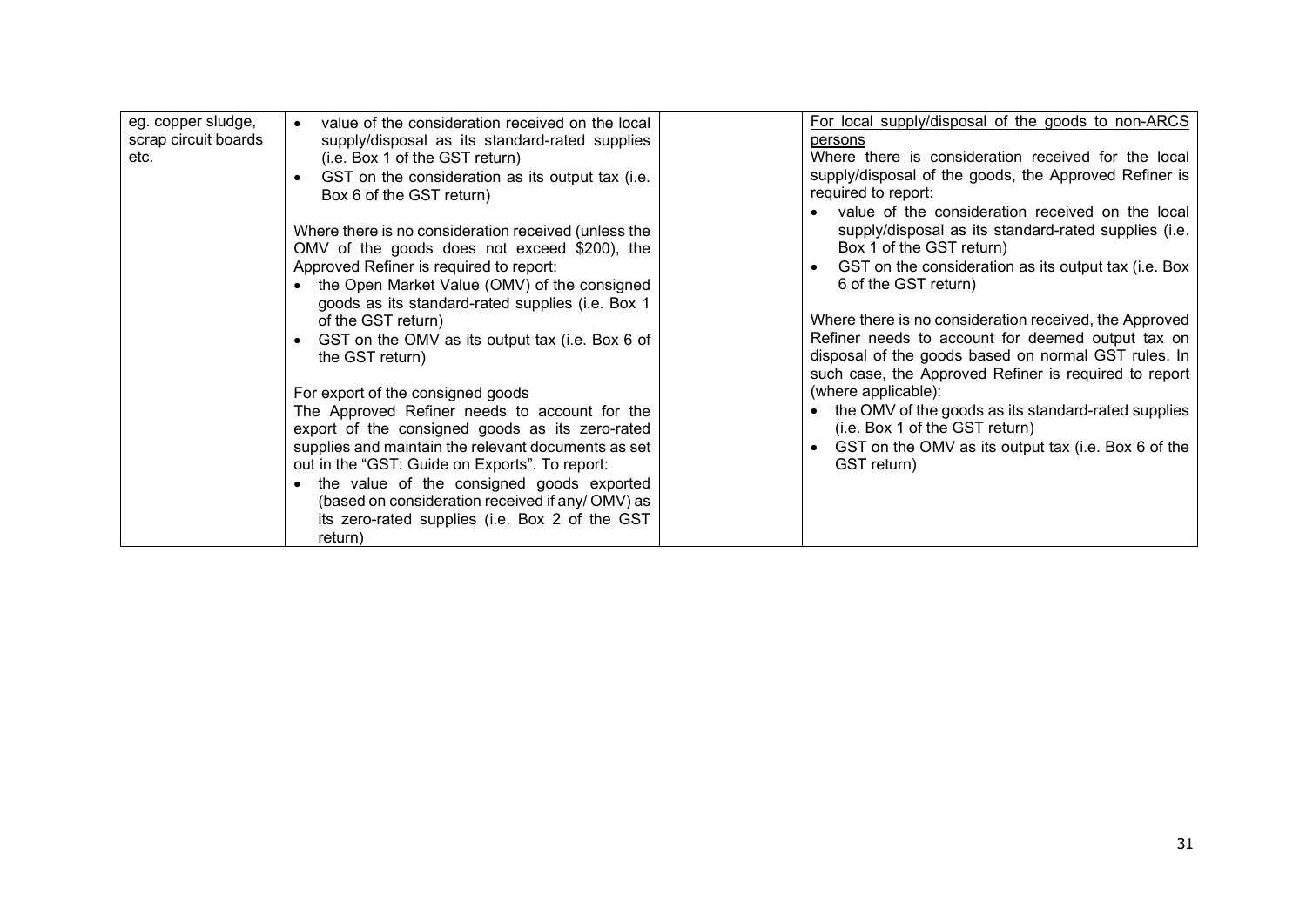| | | | |
|---|---|---|---|
| eg. copper sludge, scrap circuit boards etc. | • value of the consideration received on the local supply/disposal as its standard-rated supplies (i.e. Box 1 of the GST return)<br>• GST on the consideration as its output tax (i.e. Box 6 of the GST return)<br><br>Where there is no consideration received (unless the OMV of the goods does not exceed $200), the Approved Refiner is required to report:<br>• the Open Market Value (OMV) of the consigned goods as its standard-rated supplies (i.e. Box 1 of the GST return)<br>• GST on the OMV as its output tax (i.e. Box 6 of the GST return)<br><br><u>For export of the consigned goods</u><br>The Approved Refiner needs to account for the export of the consigned goods as its zero-rated supplies and maintain the relevant documents as set out in the "GST: Guide on Exports". To report:<br>• the value of the consigned goods exported (based on consideration received if any/ OMV) as its zero-rated supplies (i.e. Box 2 of the GST return) | | <u>For local supply/disposal of the goods to non-ARCS persons</u><br>Where there is consideration received for the local supply/disposal of the goods, the Approved Refiner is required to report:<br>• value of the consideration received on the local supply/disposal as its standard-rated supplies (i.e. Box 1 of the GST return)<br>• GST on the consideration as its output tax (i.e. Box 6 of the GST return)<br><br>Where there is no consideration received, the Approved Refiner needs to account for deemed output tax on disposal of the goods based on normal GST rules. In such case, the Approved Refiner is required to report (where applicable):<br>• the OMV of the goods as its standard-rated supplies (i.e. Box 1 of the GST return)<br>• GST on the OMV as its output tax (i.e. Box 6 of the GST return) |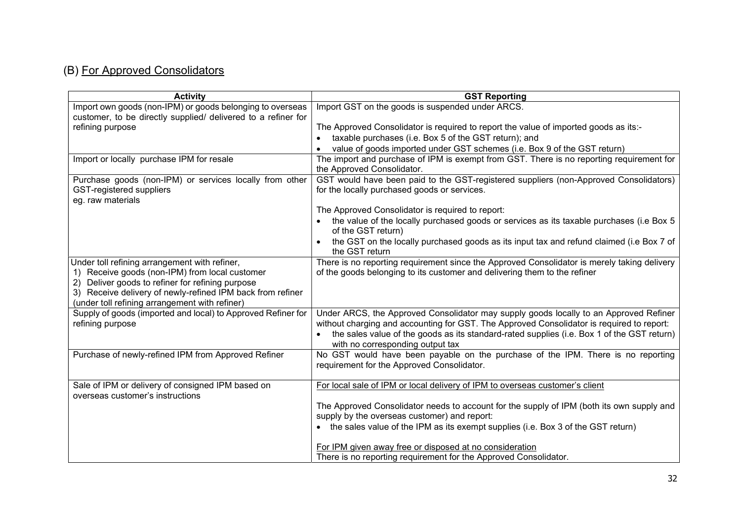## (B) For Approved Consolidators

| Activity | GST Reporting |
|---|---|
| Import own goods (non-IPM) or goods belonging to overseas customer, to be directly supplied/ delivered to a refiner for refining purpose | Import GST on the goods is suspended under ARCS.<br><br>The Approved Consolidator is required to report the value of imported goods as its:-<br>• taxable purchases (i.e. Box 5 of the GST return); and<br>• value of goods imported under GST schemes (i.e. Box 9 of the GST return) |
| Import or locally purchase IPM for resale | The import and purchase of IPM is exempt from GST. There is no reporting requirement for the Approved Consolidator. |
| Purchase goods (non-IPM) or services locally from other GST-registered suppliers<br>eg. raw materials | GST would have been paid to the GST-registered suppliers (non-Approved Consolidators) for the locally purchased goods or services.<br><br>The Approved Consolidator is required to report:<br>• the value of the locally purchased goods or services as its taxable purchases (i.e Box 5 of the GST return)<br>• the GST on the locally purchased goods as its input tax and refund claimed (i.e Box 7 of the GST return |
| Under toll refining arrangement with refiner,<br>1) Receive goods (non-IPM) from local customer<br>2) Deliver goods to refiner for refining purpose<br>3) Receive delivery of newly-refined IPM back from refiner (under toll refining arrangement with refiner) | There is no reporting requirement since the Approved Consolidator is merely taking delivery of the goods belonging to its customer and delivering them to the refiner |
| Supply of goods (imported and local) to Approved Refiner for refining purpose | Under ARCS, the Approved Consolidator may supply goods locally to an Approved Refiner without charging and accounting for GST. The Approved Consolidator is required to report:<br>• the sales value of the goods as its standard-rated supplies (i.e. Box 1 of the GST return) with no corresponding output tax |
| Purchase of newly-refined IPM from Approved Refiner | No GST would have been payable on the purchase of the IPM. There is no reporting requirement for the Approved Consolidator. |
| Sale of IPM or delivery of consigned IPM based on overseas customer's instructions | <u>For local sale of IPM or local delivery of IPM to overseas customer's client</u><br><br>The Approved Consolidator needs to account for the supply of IPM (both its own supply and supply by the overseas customer) and report:<br>• the sales value of the IPM as its exempt supplies (i.e. Box 3 of the GST return)<br><br><u>For IPM given away free or disposed at no consideration</u><br>There is no reporting requirement for the Approved Consolidator. |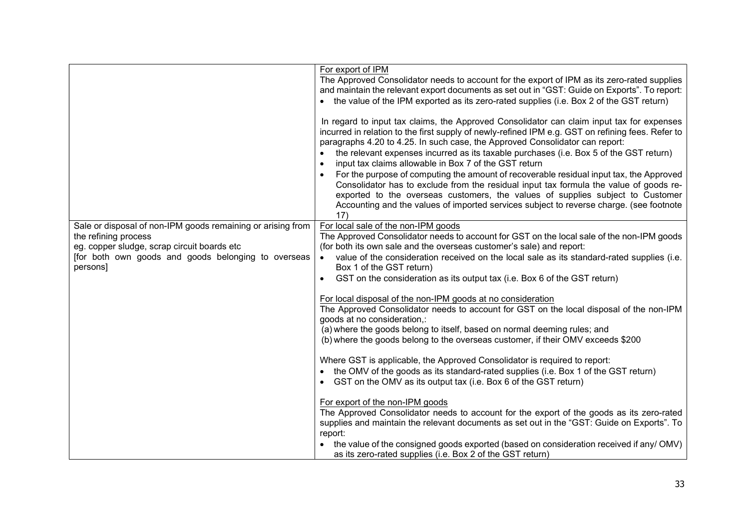| | |
|---|---|
| | <u>For export of IPM</u><br>The Approved Consolidator needs to account for the export of IPM as its zero-rated supplies and maintain the relevant export documents as set out in "GST: Guide on Exports". To report:<br>• the value of the IPM exported as its zero-rated supplies (i.e. Box 2 of the GST return)<br><br>In regard to input tax claims, the Approved Consolidator can claim input tax for expenses incurred in relation to the first supply of newly-refined IPM e.g. GST on refining fees. Refer to paragraphs 4.20 to 4.25. In such case, the Approved Consolidator can report:<br>• the relevant expenses incurred as its taxable purchases (i.e. Box 5 of the GST return)<br>• input tax claims allowable in Box 7 of the GST return<br>• For the purpose of computing the amount of recoverable residual input tax, the Approved Consolidator has to exclude from the residual input tax formula the value of goods re-exported to the overseas customers, the values of supplies subject to Customer Accounting and the values of imported services subject to reverse charge. (see footnote 17) |
| Sale or disposal of non-IPM goods remaining or arising from the refining process<br>eg. copper sludge, scrap circuit boards etc<br>[for both own goods and goods belonging to overseas persons] | <u>For local sale of the non-IPM goods</u><br>The Approved Consolidator needs to account for GST on the local sale of the non-IPM goods (for both its own sale and the overseas customer's sale) and report:<br>• value of the consideration received on the local sale as its standard-rated supplies (i.e. Box 1 of the GST return)<br>• GST on the consideration as its output tax (i.e. Box 6 of the GST return)<br><br><u>For local disposal of the non-IPM goods at no consideration</u><br>The Approved Consolidator needs to account for GST on the local disposal of the non-IPM goods at no consideration,:<br>(a) where the goods belong to itself, based on normal deeming rules; and<br>(b) where the goods belong to the overseas customer, if their OMV exceeds $200<br><br>Where GST is applicable, the Approved Consolidator is required to report:<br>• the OMV of the goods as its standard-rated supplies (i.e. Box 1 of the GST return)<br>• GST on the OMV as its output tax (i.e. Box 6 of the GST return)<br><br><u>For export of the non-IPM goods</u><br>The Approved Consolidator needs to account for the export of the goods as its zero-rated supplies and maintain the relevant documents as set out in the "GST: Guide on Exports". To report:<br>• the value of the consigned goods exported (based on consideration received if any/ OMV) as its zero-rated supplies (i.e. Box 2 of the GST return) |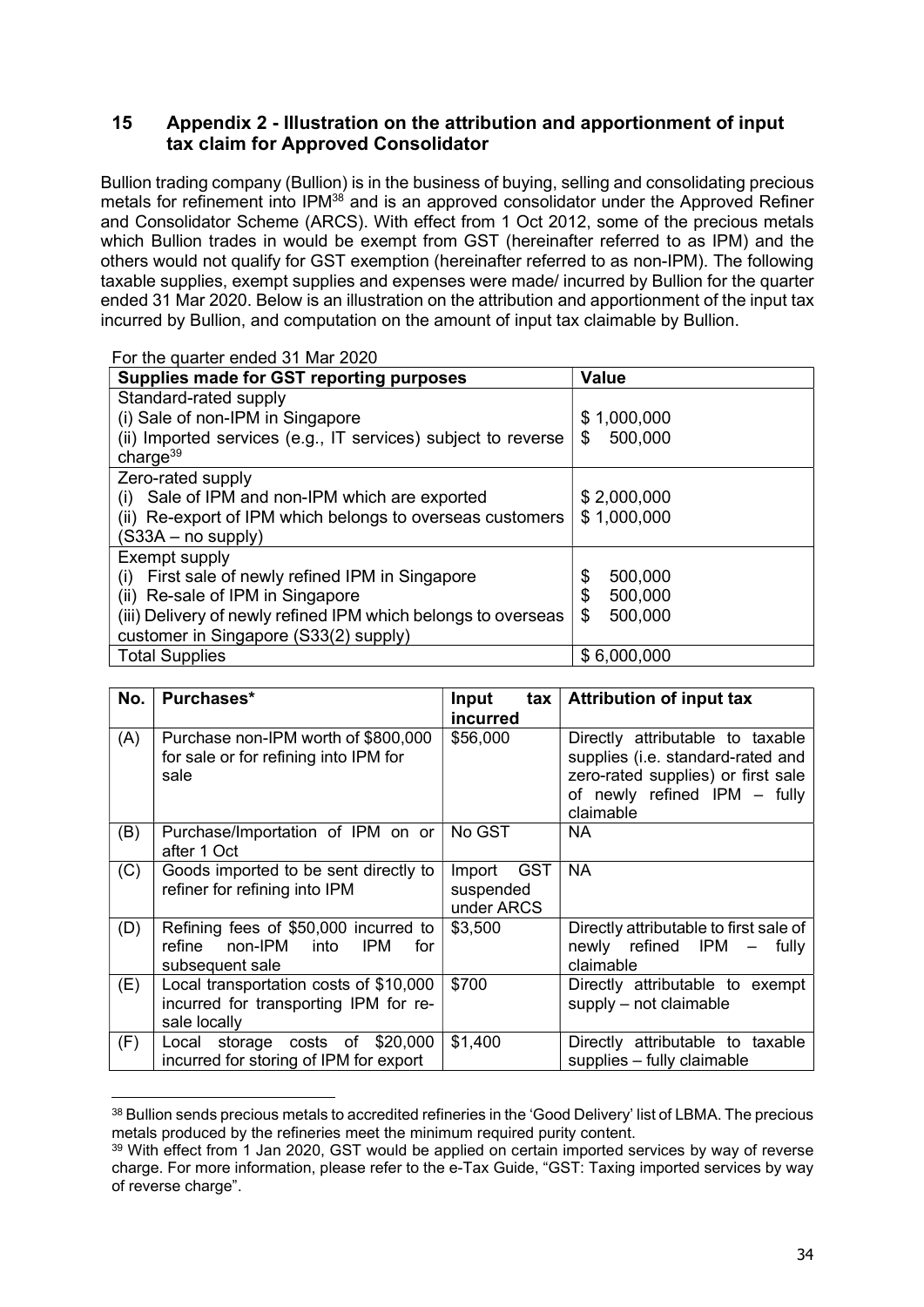## 15 Appendix 2 - Illustration on the attribution and apportionment of input tax claim for Approved Consolidator

Bullion trading company (Bullion) is in the business of buying, selling and consolidating precious metals for refinement into IPM[38] and is an approved consolidator under the Approved Refiner and Consolidator Scheme (ARCS). With effect from 1 Oct 2012, some of the precious metals which Bullion trades in would be exempt from GST (hereinafter referred to as IPM) and the others would not qualify for GST exemption (hereinafter referred to as non-IPM). The following taxable supplies, exempt supplies and expenses were made/ incurred by Bullion for the quarter ended 31 Mar 2020. Below is an illustration on the attribution and apportionment of the input tax incurred by Bullion, and computation on the amount of input tax claimable by Bullion.

For the quarter ended 31 Mar 2020

| Supplies made for GST reporting purposes | Value |
|---|---|
| Standard-rated supply<br>(i) Sale of non-IPM in Singapore<br>(ii) Imported services (e.g., IT services) subject to reverse charge[39] | <br>$ 1,000,000<br>$ 500,000 |
| Zero-rated supply<br>(i) Sale of IPM and non-IPM which are exported<br>(ii) Re-export of IPM which belongs to overseas customers (S33A – no supply) | <br>$ 2,000,000<br>$ 1,000,000 |
| Exempt supply<br>(i) First sale of newly refined IPM in Singapore<br>(ii) Re-sale of IPM in Singapore<br>(iii) Delivery of newly refined IPM which belongs to overseas customer in Singapore (S33(2) supply) | <br>$ 500,000<br>$ 500,000<br>$ 500,000 |
| Total Supplies | $ 6,000,000 |

| No. | Purchases* | Input tax incurred | Attribution of input tax |
|---|---|---|---|
| (A) | Purchase non-IPM worth of $800,000 for sale or for refining into IPM for sale | $56,000 | Directly attributable to taxable supplies (i.e. standard-rated and zero-rated supplies) or first sale of newly refined IPM – fully claimable |
| (B) | Purchase/Importation of IPM on or after 1 Oct | No GST | NA |
| (C) | Goods imported to be sent directly to refiner for refining into IPM | Import GST suspended under ARCS | NA |
| (D) | Refining fees of $50,000 incurred to refine non-IPM into IPM for subsequent sale | $3,500 | Directly attributable to first sale of newly refined IPM – fully claimable |
| (E) | Local transportation costs of $10,000 incurred for transporting IPM for re-sale locally | $700 | Directly attributable to exempt supply – not claimable |
| (F) | Local storage costs of $20,000 incurred for storing of IPM for export | $1,400 | Directly attributable to taxable supplies – fully claimable |

[38] Bullion sends precious metals to accredited refineries in the 'Good Delivery' list of LBMA. The precious metals produced by the refineries meet the minimum required purity content.

[39] With effect from 1 Jan 2020, GST would be applied on certain imported services by way of reverse charge. For more information, please refer to the e-Tax Guide, "GST: Taxing imported services by way of reverse charge".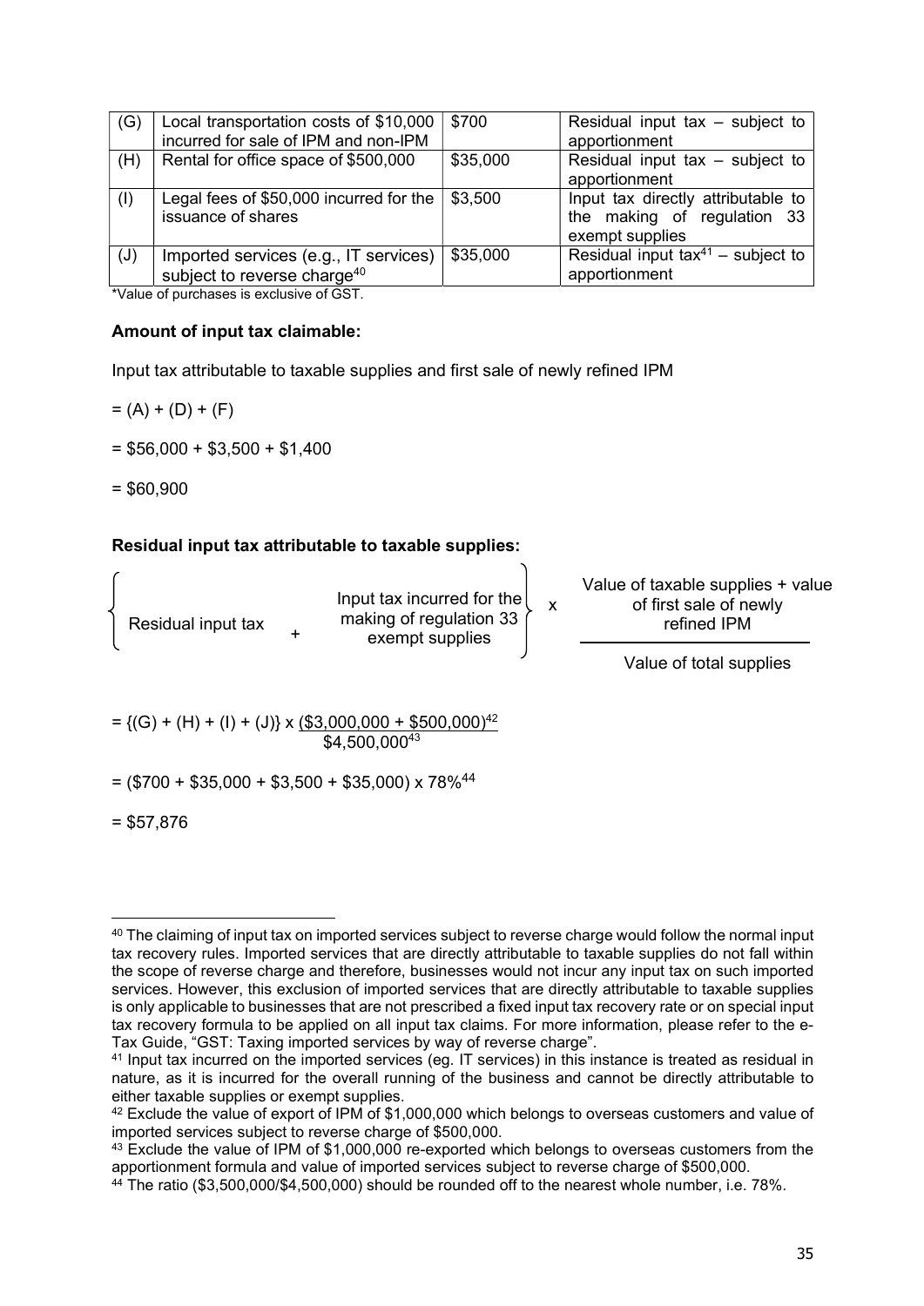| (G) | Local transportation costs of $10,000 incurred for sale of IPM and non-IPM | $700 | Residual input tax – subject to apportionment |
|---|---|---|---|
| (H) | Rental for office space of $500,000 | $35,000 | Residual input tax – subject to apportionment |
| (I) | Legal fees of $50,000 incurred for the issuance of shares | $3,500 | Input tax directly attributable to the making of regulation 33 exempt supplies |
| (J) | Imported services (e.g., IT services) subject to reverse charge[40] | $35,000 | Residual input tax[41] – subject to apportionment |

*Value of purchases is exclusive of GST.

**Amount of input tax claimable:**

Input tax attributable to taxable supplies and first sale of newly refined IPM

= (A) + (D) + (F)

= $56,000 + $3,500 + $1,400

= $60,900

**Residual input tax attributable to taxable supplies:**

$$\left\{ \text{Residual input tax} + \text{Input tax incurred for the making of regulation 33 exempt supplies} \right\} \times \frac{\text{Value of taxable supplies + value of first sale of newly refined IPM}}{\text{Value of total supplies}}$$

= {(G) + (H) + (I) + (J)} x ($3,000,000 + $500,000)[42] / $4,500,000[43]

= ($700 + $35,000 + $3,500 + $35,000) x 78%[44]

= $57,876

---

[40] The claiming of input tax on imported services subject to reverse charge would follow the normal input tax recovery rules. Imported services that are directly attributable to taxable supplies do not fall within the scope of reverse charge and therefore, businesses would not incur any input tax on such imported services. However, this exclusion of imported services that are directly attributable to taxable supplies is only applicable to businesses that are not prescribed a fixed input tax recovery rate or on special input tax recovery formula to be applied on all input tax claims. For more information, please refer to the e-Tax Guide, "GST: Taxing imported services by way of reverse charge".

[41] Input tax incurred on the imported services (eg. IT services) in this instance is treated as residual in nature, as it is incurred for the overall running of the business and cannot be directly attributable to either taxable supplies or exempt supplies.

[42] Exclude the value of export of IPM of $1,000,000 which belongs to overseas customers and value of imported services subject to reverse charge of $500,000.

[43] Exclude the value of IPM of $1,000,000 re-exported which belongs to overseas customers from the apportionment formula and value of imported services subject to reverse charge of $500,000.

[44] The ratio ($3,500,000/$4,500,000) should be rounded off to the nearest whole number, i.e. 78%.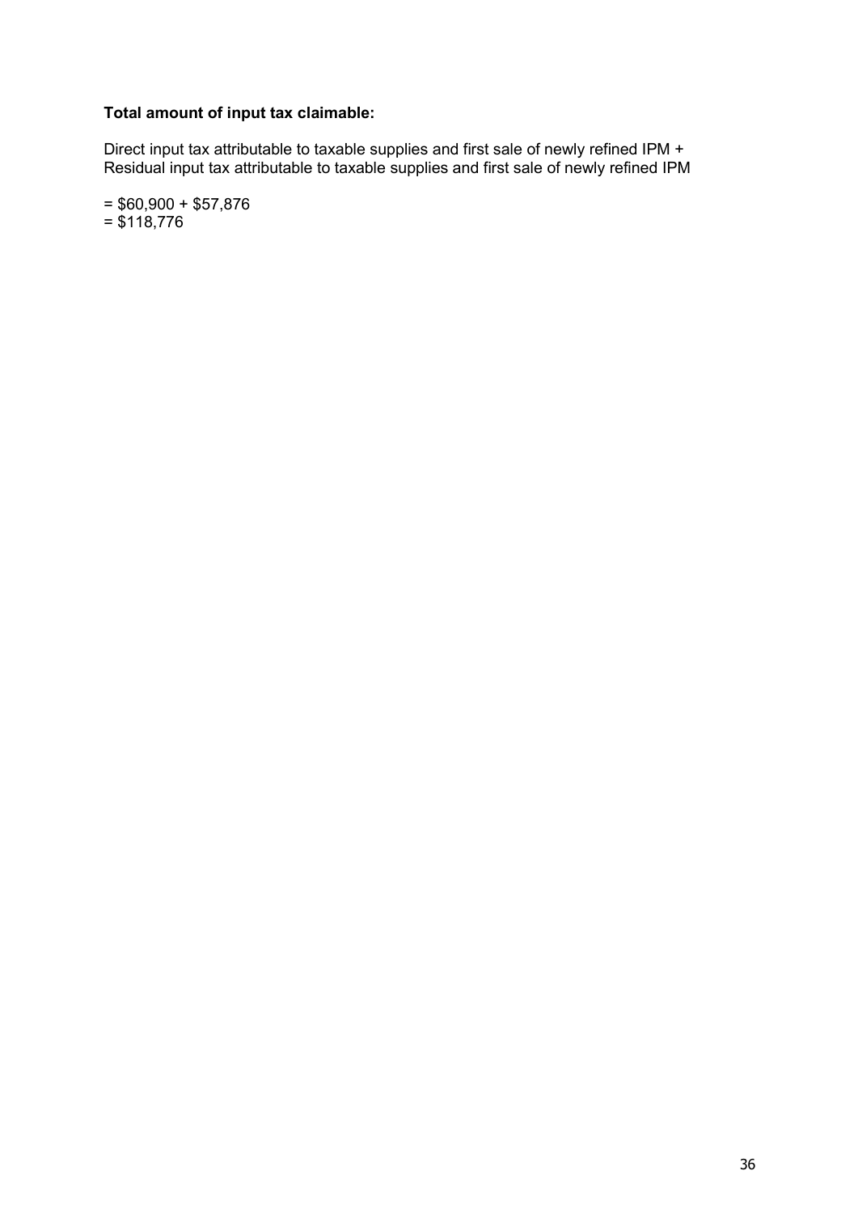**Total amount of input tax claimable:**

Direct input tax attributable to taxable supplies and first sale of newly refined IPM + Residual input tax attributable to taxable supplies and first sale of newly refined IPM

= $60,900 + $57,876  
= $118,776